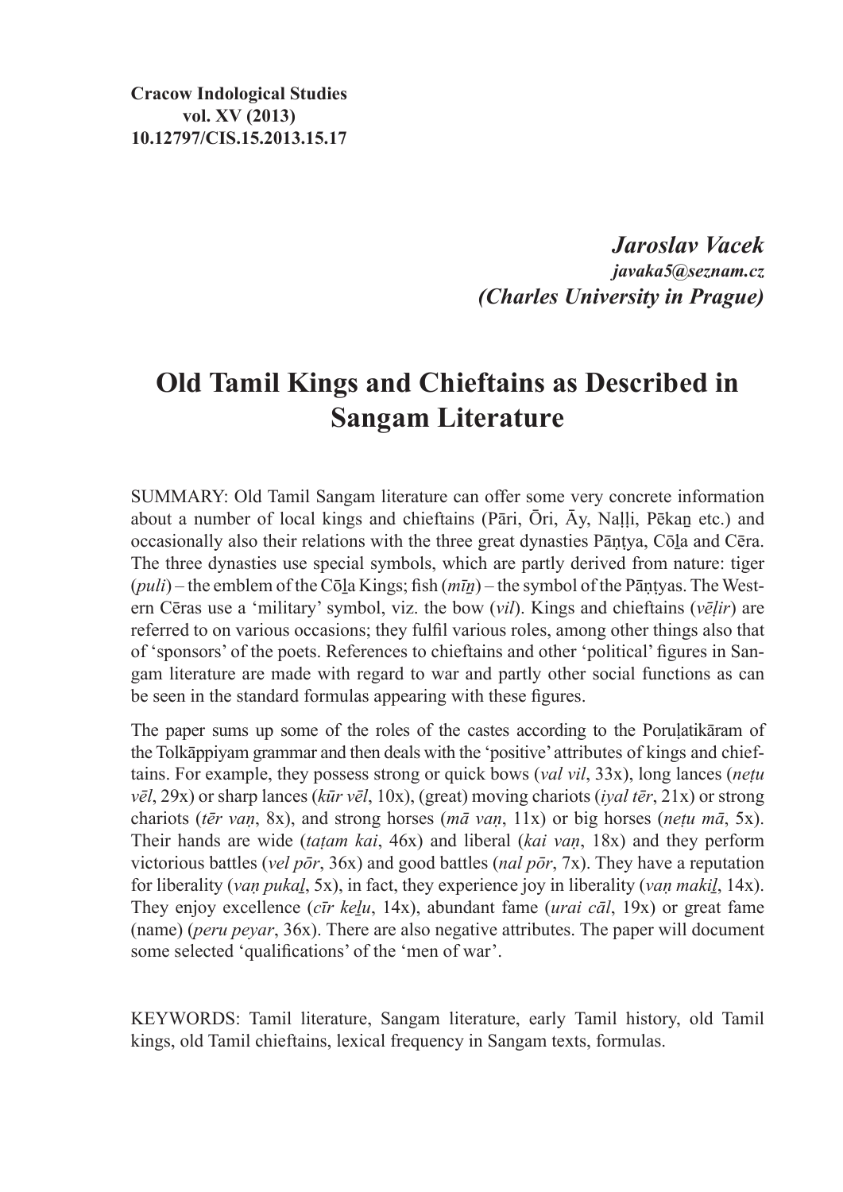**Cracow Indological Studies**
**vol. XV (2013)**
**10.12797/CIS.15.2013.15.17**

***Jaroslav Vacek***
***javaka5@seznam.cz***
***(Charles University in Prague)***

# Old Tamil Kings and Chieftains as Described in Sangam Literature

SUMMARY: Old Tamil Sangam literature can offer some very concrete information about a number of local kings and chieftains (Pāri, Ōri, Āy, Naḷḷi, Pēkaṉ etc.) and occasionally also their relations with the three great dynasties Pāṇṭya, Cōḻa and Cēra. The three dynasties use special symbols, which are partly derived from nature: tiger (*puli*) – the emblem of the Cōḻa Kings; fish (*mīṉ*) – the symbol of the Pāṇṭyas. The Western Cēras use a 'military' symbol, viz. the bow (*vil*). Kings and chieftains (*vēḷir*) are referred to on various occasions; they fulfil various roles, among other things also that of 'sponsors' of the poets. References to chieftains and other 'political' figures in Sangam literature are made with regard to war and partly other social functions as can be seen in the standard formulas appearing with these figures.

The paper sums up some of the roles of the castes according to the Poruḷatikāram of the Tolkāppiyam grammar and then deals with the 'positive' attributes of kings and chieftains. For example, they possess strong or quick bows (*val vil*, 33x), long lances (*neṭu vēl*, 29x) or sharp lances (*kūr vēl*, 10x), (great) moving chariots (*iyal tēr*, 21x) or strong chariots (*tēr vaṇ*, 8x), and strong horses (*mā vaṇ*, 11x) or big horses (*neṭu mā*, 5x). Their hands are wide (*taṭam kai*, 46x) and liberal (*kai vaṇ*, 18x) and they perform victorious battles (*vel pōr*, 36x) and good battles (*nal pōr*, 7x). They have a reputation for liberality (*vaṇ pukaḻ*, 5x), in fact, they experience joy in liberality (*vaṇ makiḻ*, 14x). They enjoy excellence (*cīr keḻu*, 14x), abundant fame (*urai cāl*, 19x) or great fame (name) (*peru peyar*, 36x). There are also negative attributes. The paper will document some selected 'qualifications' of the 'men of war'.

KEYWORDS: Tamil literature, Sangam literature, early Tamil history, old Tamil kings, old Tamil chieftains, lexical frequency in Sangam texts, formulas.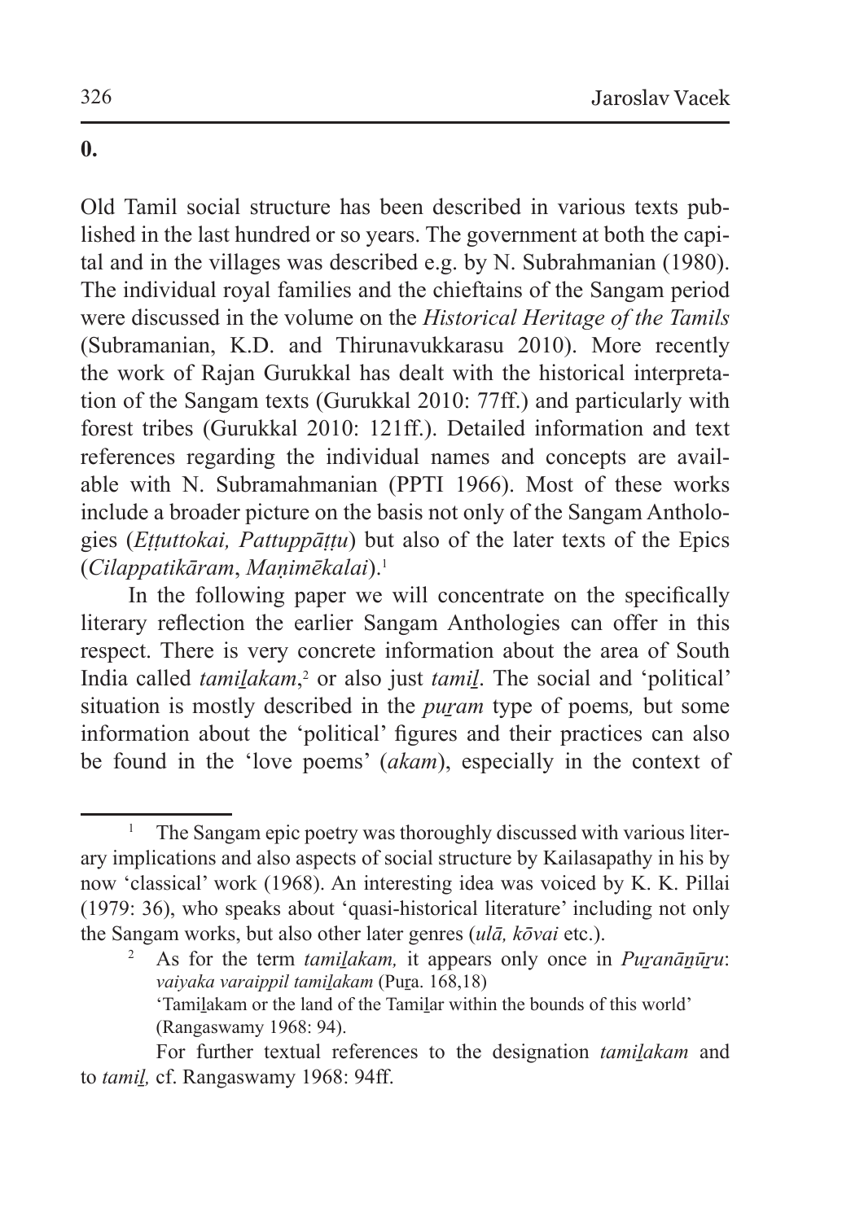**0.**

Old Tamil social structure has been described in various texts published in the last hundred or so years. The government at both the capital and in the villages was described e.g. by N. Subrahmanian (1980). The individual royal families and the chieftains of the Sangam period were discussed in the volume on the *Historical Heritage of the Tamils* (Subramanian, K.D. and Thirunavukkarasu 2010). More recently the work of Rajan Gurukkal has dealt with the historical interpretation of the Sangam texts (Gurukkal 2010: 77ff.) and particularly with forest tribes (Gurukkal 2010: 121ff.). Detailed information and text references regarding the individual names and concepts are available with N. Subramahmanian (PPTI 1966). Most of these works include a broader picture on the basis not only of the Sangam Anthologies (*Eṭṭuttokai, Pattuppāṭṭu*) but also of the later texts of the Epics (*Cilappatikāram*, *Maṇimēkalai*).[1]

In the following paper we will concentrate on the specifically literary reflection the earlier Sangam Anthologies can offer in this respect. There is very concrete information about the area of South India called *tamiḻakam*,[2] or also just *tamiḻ*. The social and 'political' situation is mostly described in the *puṟam* type of poems*,* but some information about the 'political' figures and their practices can also be found in the 'love poems' (*akam*), especially in the context of

---

[1] The Sangam epic poetry was thoroughly discussed with various literary implications and also aspects of social structure by Kailasapathy in his by now 'classical' work (1968). An interesting idea was voiced by K. K. Pillai (1979: 36), who speaks about 'quasi-historical literature' including not only the Sangam works, but also other later genres (*ulā, kōvai* etc.).

[2] As for the term *tamiḻakam,* it appears only once in *Puṟanāṉūṟu*: *vaiyaka varaippil tamiḻakam* (Puṟa. 168,18)
'Tamiḻakam or the land of the Tamiḻar within the bounds of this world' (Rangaswamy 1968: 94).

For further textual references to the designation *tamiḻakam* and to *tamiḻ,* cf. Rangaswamy 1968: 94ff.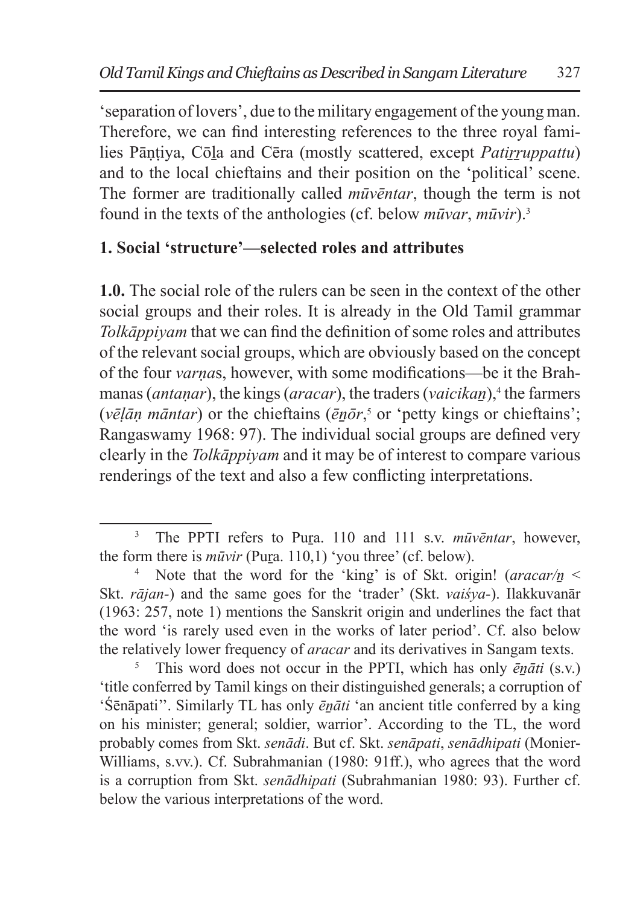'separation of lovers', due to the military engagement of the young man. Therefore, we can find interesting references to the three royal families Pāṇṭiya, Cōḻa and Cēra (mostly scattered, except *Patiṟṟuppattu*) and to the local chieftains and their position on the 'political' scene. The former are traditionally called *mūvēntar*, though the term is not found in the texts of the anthologies (cf. below *mūvar*, *mūvir*).[3]

## 1. Social 'structure'—selected roles and attributes

**1.0.** The social role of the rulers can be seen in the context of the other social groups and their roles. It is already in the Old Tamil grammar *Tolkāppiyam* that we can find the definition of some roles and attributes of the relevant social groups, which are obviously based on the concept of the four *varṇa*s, however, with some modifications—be it the Brahmanas (*antaṇar*), the kings (*aracar*), the traders (*vaicikaṉ*),[4] the farmers (*vēḷāṇ māntar*) or the chieftains (*ēṉōr*,[5] or 'petty kings or chieftains'; Rangaswamy 1968: 97). The individual social groups are defined very clearly in the *Tolkāppiyam* and it may be of interest to compare various renderings of the text and also a few conflicting interpretations.

---

[3] The PPTI refers to Puṟa. 110 and 111 s.v. *mūvēntar*, however, the form there is *mūvir* (Puṟa. 110,1) 'you three' (cf. below).

[4] Note that the word for the 'king' is of Skt. origin! (*aracar/ṉ* < Skt. *rājan-*) and the same goes for the 'trader' (Skt. *vaiśya-*). Ilakkuvanār (1963: 257, note 1) mentions the Sanskrit origin and underlines the fact that the word 'is rarely used even in the works of later period'. Cf. also below the relatively lower frequency of *aracar* and its derivatives in Sangam texts.

[5] This word does not occur in the PPTI, which has only *ēṉāti* (s.v.) 'title conferred by Tamil kings on their distinguished generals; a corruption of 'Śēnāpati''. Similarly TL has only *ēṉāti* 'an ancient title conferred by a king on his minister; general; soldier, warrior'. According to the TL, the word probably comes from Skt. *senādi*. But cf. Skt. *senāpati*, *senādhipati* (Monier-Williams, s.vv.). Cf. Subrahmanian (1980: 91ff.), who agrees that the word is a corruption from Skt. *senādhipati* (Subrahmanian 1980: 93). Further cf. below the various interpretations of the word.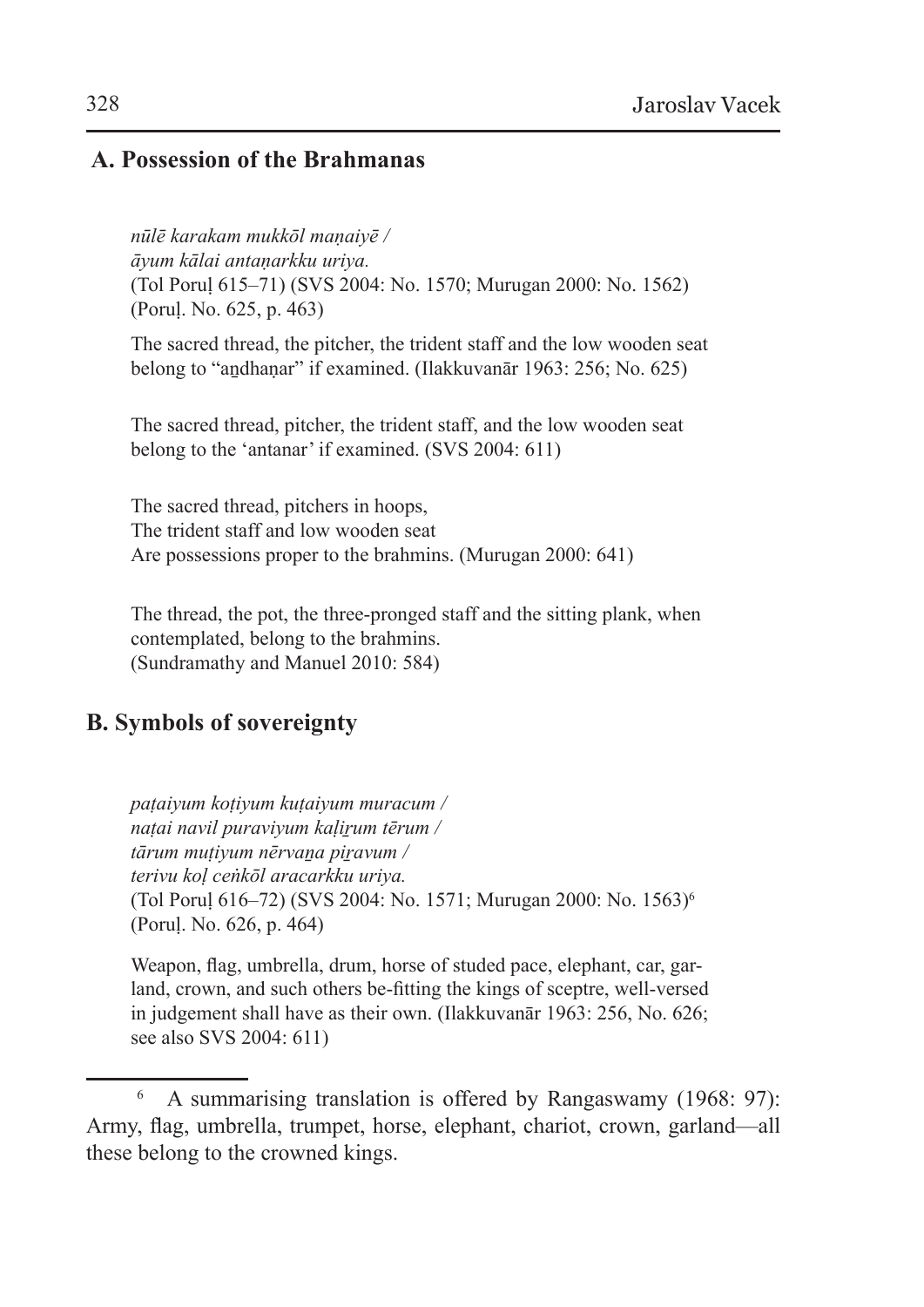## A. Possession of the Brahmanas

*nūlē karakam mukkōl maṇaiyē /*
*āyum kālai antaṇarkku uriya.*
(Tol Poruḷ 615–71) (SVS 2004: No. 1570; Murugan 2000: No. 1562)
(Poruḷ. No. 625, p. 463)

The sacred thread, the pitcher, the trident staff and the low wooden seat belong to "an̲dhaṇar" if examined. (Ilakkuvanār 1963: 256; No. 625)

The sacred thread, pitcher, the trident staff, and the low wooden seat belong to the 'antanar' if examined. (SVS 2004: 611)

The sacred thread, pitchers in hoops,
The trident staff and low wooden seat
Are possessions proper to the brahmins. (Murugan 2000: 641)

The thread, the pot, the three-pronged staff and the sitting plank, when contemplated, belong to the brahmins.
(Sundramathy and Manuel 2010: 584)

## B. Symbols of sovereignty

*paṭaiyum koṭiyum kuṭaiyum muracum /*
*naṭai navil puraviyum kaḷir̲um tērum /*
*tārum muṭiyum nērvan̲a pir̲avum /*
*terivu koḷ ceṅkōl aracarkku uriya.*
(Tol Poruḷ 616–72) (SVS 2004: No. 1571; Murugan 2000: No. 1563)[6]
(Poruḷ. No. 626, p. 464)

Weapon, flag, umbrella, drum, horse of studed pace, elephant, car, garland, crown, and such others be-fitting the kings of sceptre, well-versed in judgement shall have as their own. (Ilakkuvanār 1963: 256, No. 626; see also SVS 2004: 611)

---

[6] A summarising translation is offered by Rangaswamy (1968: 97): Army, flag, umbrella, trumpet, horse, elephant, chariot, crown, garland—all these belong to the crowned kings.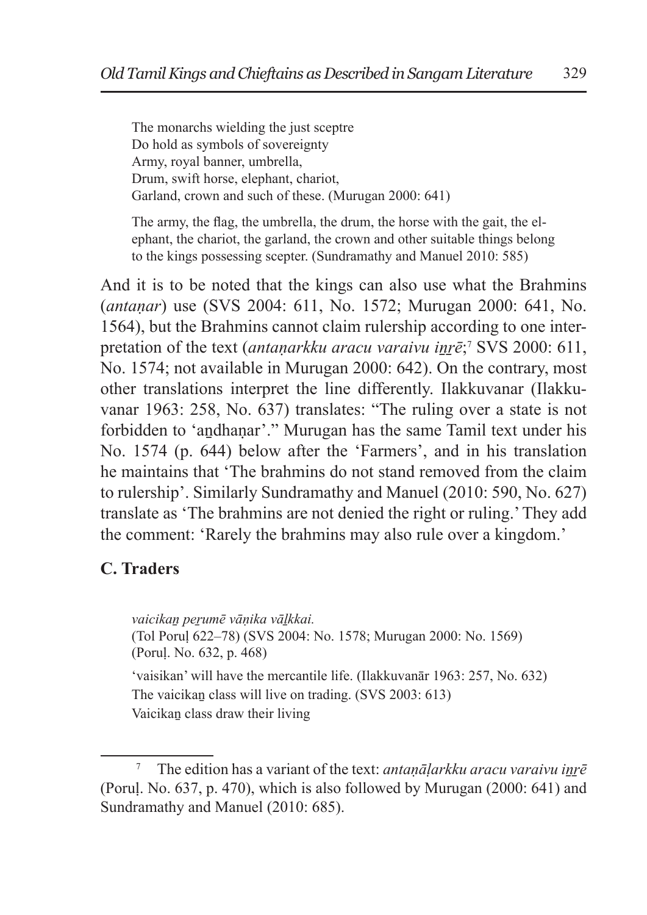> The monarchs wielding the just sceptre
> Do hold as symbols of sovereignty
> Army, royal banner, umbrella,
> Drum, swift horse, elephant, chariot,
> Garland, crown and such of these. (Murugan 2000: 641)
>
> The army, the flag, the umbrella, the drum, the horse with the gait, the elephant, the chariot, the garland, the crown and other suitable things belong to the kings possessing scepter. (Sundramathy and Manuel 2010: 585)

And it is to be noted that the kings can also use what the Brahmins (*antaṇar*) use (SVS 2004: 611, No. 1572; Murugan 2000: 641, No. 1564), but the Brahmins cannot claim rulership according to one interpretation of the text (*antaṇarkku aracu varaivu iṉṟē*;[7] SVS 2000: 611, No. 1574; not available in Murugan 2000: 642). On the contrary, most other translations interpret the line differently. Ilakkuvanar (Ilakkuvanar 1963: 258, No. 637) translates: "The ruling over a state is not forbidden to 'aṉdhaṇar'." Murugan has the same Tamil text under his No. 1574 (p. 644) below after the 'Farmers', and in his translation he maintains that 'The brahmins do not stand removed from the claim to rulership'. Similarly Sundramathy and Manuel (2010: 590, No. 627) translate as 'The brahmins are not denied the right or ruling.' They add the comment: 'Rarely the brahmins may also rule over a kingdom.'

## C. Traders

> *vaicikaṉ peṟumē vāṇika vāḻkkai.*
> (Tol Poruḷ 622–78) (SVS 2004: No. 1578; Murugan 2000: No. 1569)
> (Poruḷ. No. 632, p. 468)
>
> 'vaisikan' will have the mercantile life. (Ilakkuvanār 1963: 257, No. 632)
> The vaicikaṉ class will live on trading. (SVS 2003: 613)
> Vaicikaṉ class draw their living

[7] The edition has a variant of the text: *antaṇāḷarkku aracu varaivu iṉṟē* (Poruḷ. No. 637, p. 470), which is also followed by Murugan (2000: 641) and Sundramathy and Manuel (2010: 685).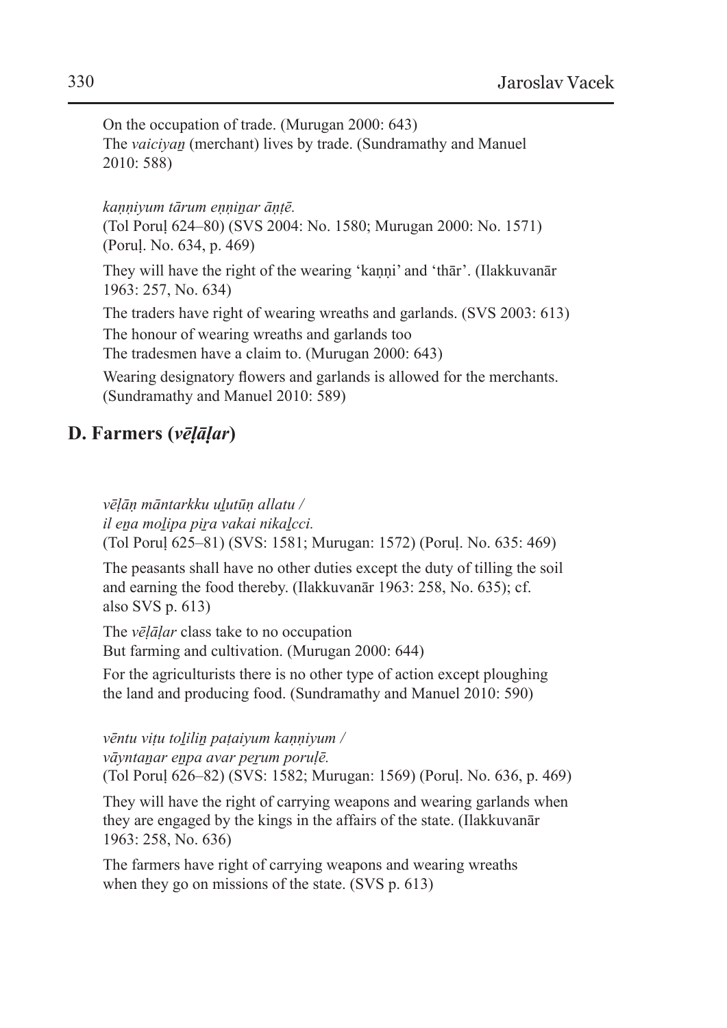On the occupation of trade. (Murugan 2000: 643)
The *vaiciyaṉ* (merchant) lives by trade. (Sundramathy and Manuel 2010: 588)

*kaṇṇiyum tārum eṇṇiṉar āṇṭē.*
(Tol Poruḷ 624–80) (SVS 2004: No. 1580; Murugan 2000: No. 1571) (Poruḷ. No. 634, p. 469)

They will have the right of the wearing 'kaṇṇi' and 'thār'. (Ilakkuvanār 1963: 257, No. 634)

The traders have right of wearing wreaths and garlands. (SVS 2003: 613)

The honour of wearing wreaths and garlands too
The tradesmen have a claim to. (Murugan 2000: 643)

Wearing designatory flowers and garlands is allowed for the merchants. (Sundramathy and Manuel 2010: 589)

## D. Farmers (*vēḷāḷar*)

*vēḷāṇ māntarkku uḻutūṇ allatu /*
*il eṉa moḻipa piṟa vakai nikaḻcci.*
(Tol Poruḷ 625–81) (SVS: 1581; Murugan: 1572) (Poruḷ. No. 635: 469)

The peasants shall have no other duties except the duty of tilling the soil and earning the food thereby. (Ilakkuvanār 1963: 258, No. 635); cf. also SVS p. 613)

The *vēḷāḷar* class take to no occupation
But farming and cultivation. (Murugan 2000: 644)

For the agriculturists there is no other type of action except ploughing the land and producing food. (Sundramathy and Manuel 2010: 590)

*vēntu viṭu toḻiliṉ paṭaiyum kaṇṇiyum /*
*vāyntaṉar eṉpa avar peṟum poruḷē.*
(Tol Poruḷ 626–82) (SVS: 1582; Murugan: 1569) (Poruḷ. No. 636, p. 469)

They will have the right of carrying weapons and wearing garlands when they are engaged by the kings in the affairs of the state. (Ilakkuvanār 1963: 258, No. 636)

The farmers have right of carrying weapons and wearing wreaths when they go on missions of the state. (SVS p. 613)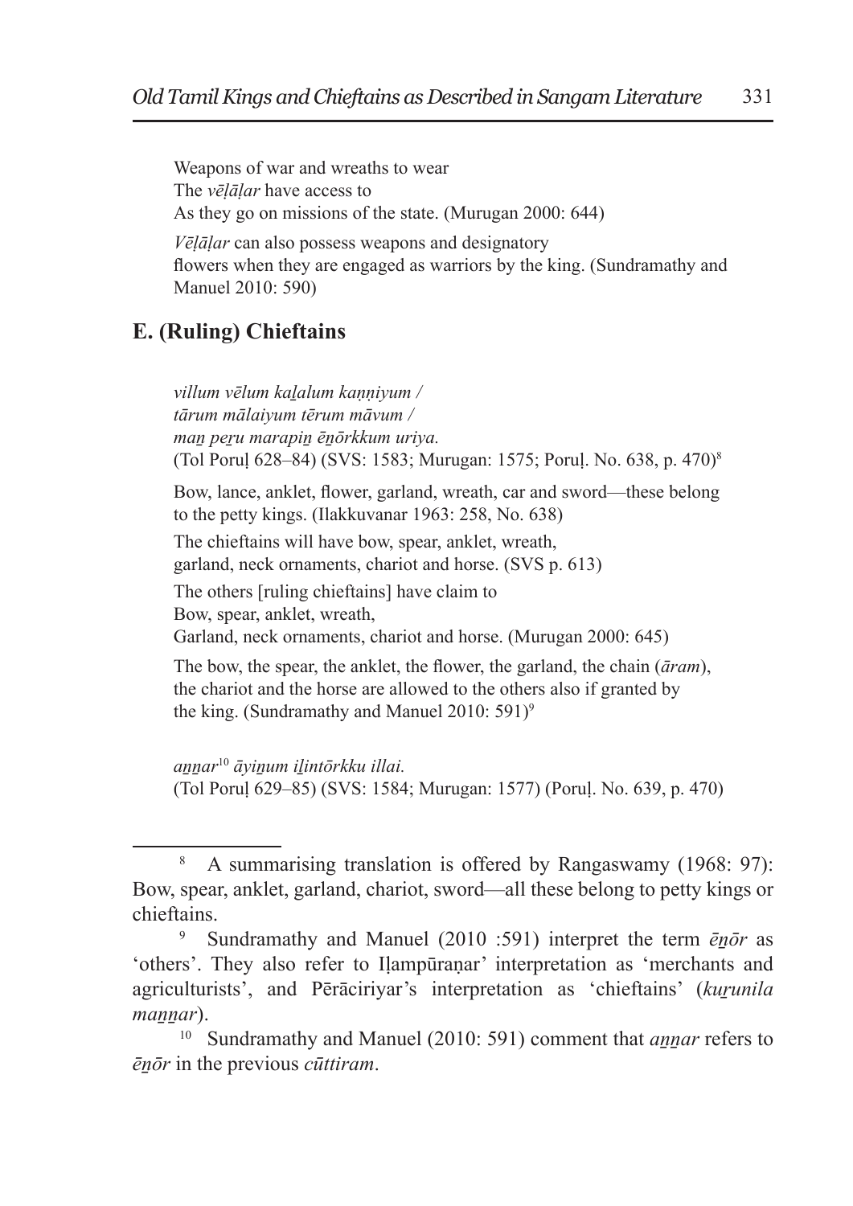Weapons of war and wreaths to wear  
The *vēḷāḷar* have access to  
As they go on missions of the state. (Murugan 2000: 644)

*Vēḷāḷar* can also possess weapons and designatory flowers when they are engaged as warriors by the king. (Sundramathy and Manuel 2010: 590)

## E. (Ruling) Chieftains

*villum vēlum kaḻalum kaṇṇiyum /*  
*tārum mālaiyum tērum māvum /*  
*maṉ peṟu marapiṉ ēṉōrkkum uriya.*  
(Tol Poruḷ 628–84) (SVS: 1583; Murugan: 1575; Poruḷ. No. 638, p. 470)[8]

Bow, lance, anklet, flower, garland, wreath, car and sword—these belong to the petty kings. (Ilakkuvanar 1963: 258, No. 638)

The chieftains will have bow, spear, anklet, wreath,  
garland, neck ornaments, chariot and horse. (SVS p. 613)

The others [ruling chieftains] have claim to  
Bow, spear, anklet, wreath,  
Garland, neck ornaments, chariot and horse. (Murugan 2000: 645)

The bow, the spear, the anklet, the flower, the garland, the chain (*āram*), the chariot and the horse are allowed to the others also if granted by the king. (Sundramathy and Manuel 2010: 591)[9]

*aṉṉar*[10] *āyiṉum iḻintōrkku illai.*  
(Tol Poruḷ 629–85) (SVS: 1584; Murugan: 1577) (Poruḷ. No. 639, p. 470)

---

[8] A summarising translation is offered by Rangaswamy (1968: 97): Bow, spear, anklet, garland, chariot, sword—all these belong to petty kings or chieftains.

[9] Sundramathy and Manuel (2010 :591) interpret the term *ēṉōr* as 'others'. They also refer to Iḷampūraṇar' interpretation as 'merchants and agriculturists', and Pērāciriyar's interpretation as 'chieftains' (*kuṟunila maṉṉar*).

[10] Sundramathy and Manuel (2010: 591) comment that *aṉṉar* refers to *ēṉōr* in the previous *cūttiram*.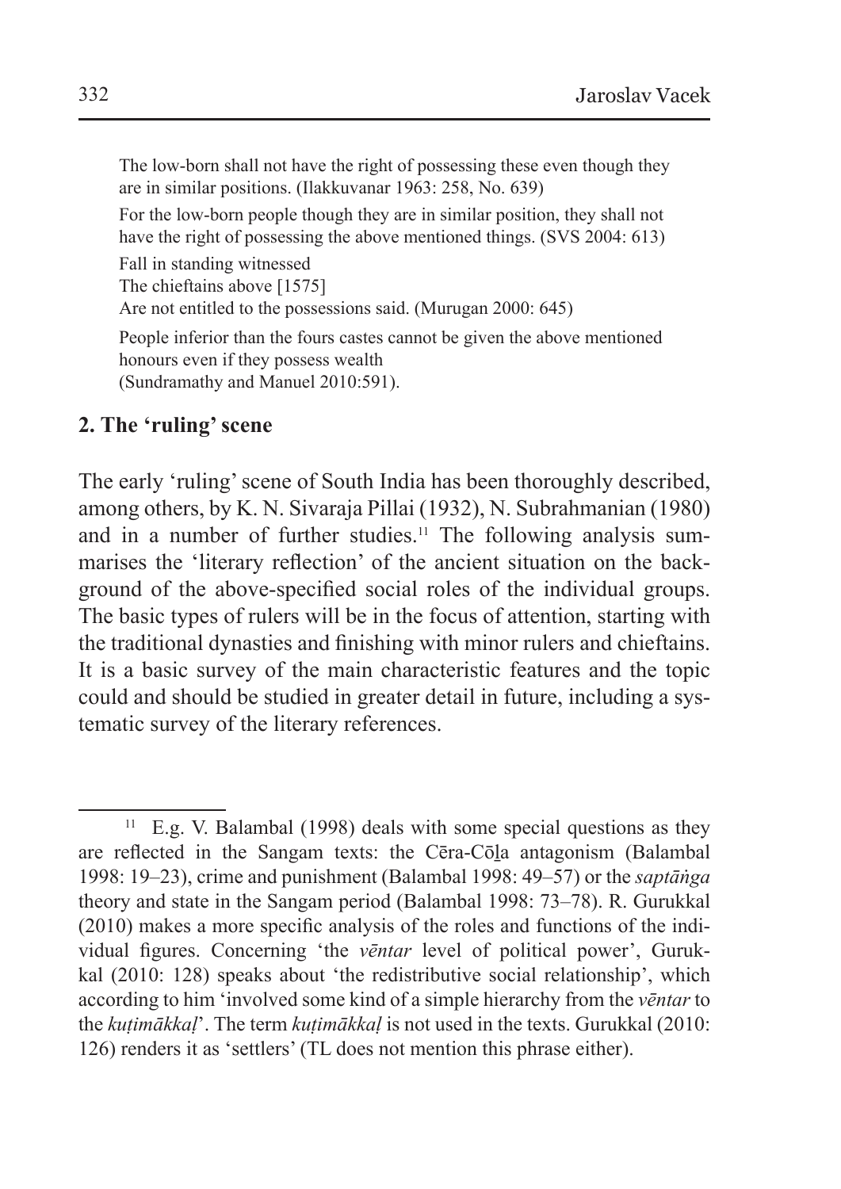> The low-born shall not have the right of possessing these even though they are in similar positions. (Ilakkuvanar 1963: 258, No. 639)
>
> For the low-born people though they are in similar position, they shall not have the right of possessing the above mentioned things. (SVS 2004: 613)
>
> Fall in standing witnessed
> The chieftains above [1575]
> Are not entitled to the possessions said. (Murugan 2000: 645)
>
> People inferior than the fours castes cannot be given the above mentioned honours even if they possess wealth
> (Sundramathy and Manuel 2010:591).

## 2. The 'ruling' scene

The early 'ruling' scene of South India has been thoroughly described, among others, by K. N. Sivaraja Pillai (1932), N. Subrahmanian (1980) and in a number of further studies.[11] The following analysis summarises the 'literary reflection' of the ancient situation on the background of the above-specified social roles of the individual groups. The basic types of rulers will be in the focus of attention, starting with the traditional dynasties and finishing with minor rulers and chieftains. It is a basic survey of the main characteristic features and the topic could and should be studied in greater detail in future, including a systematic survey of the literary references.

---

[11] E.g. V. Balambal (1998) deals with some special questions as they are reflected in the Sangam texts: the Cēra-Cōḻa antagonism (Balambal 1998: 19–23), crime and punishment (Balambal 1998: 49–57) or the *saptāṅga* theory and state in the Sangam period (Balambal 1998: 73–78). R. Gurukkal (2010) makes a more specific analysis of the roles and functions of the individual figures. Concerning 'the *vēntar* level of political power', Gurukkal (2010: 128) speaks about 'the redistributive social relationship', which according to him 'involved some kind of a simple hierarchy from the *vēntar* to the *kuṭimākkaḷ*'. The term *kuṭimākkaḷ* is not used in the texts. Gurukkal (2010: 126) renders it as 'settlers' (TL does not mention this phrase either).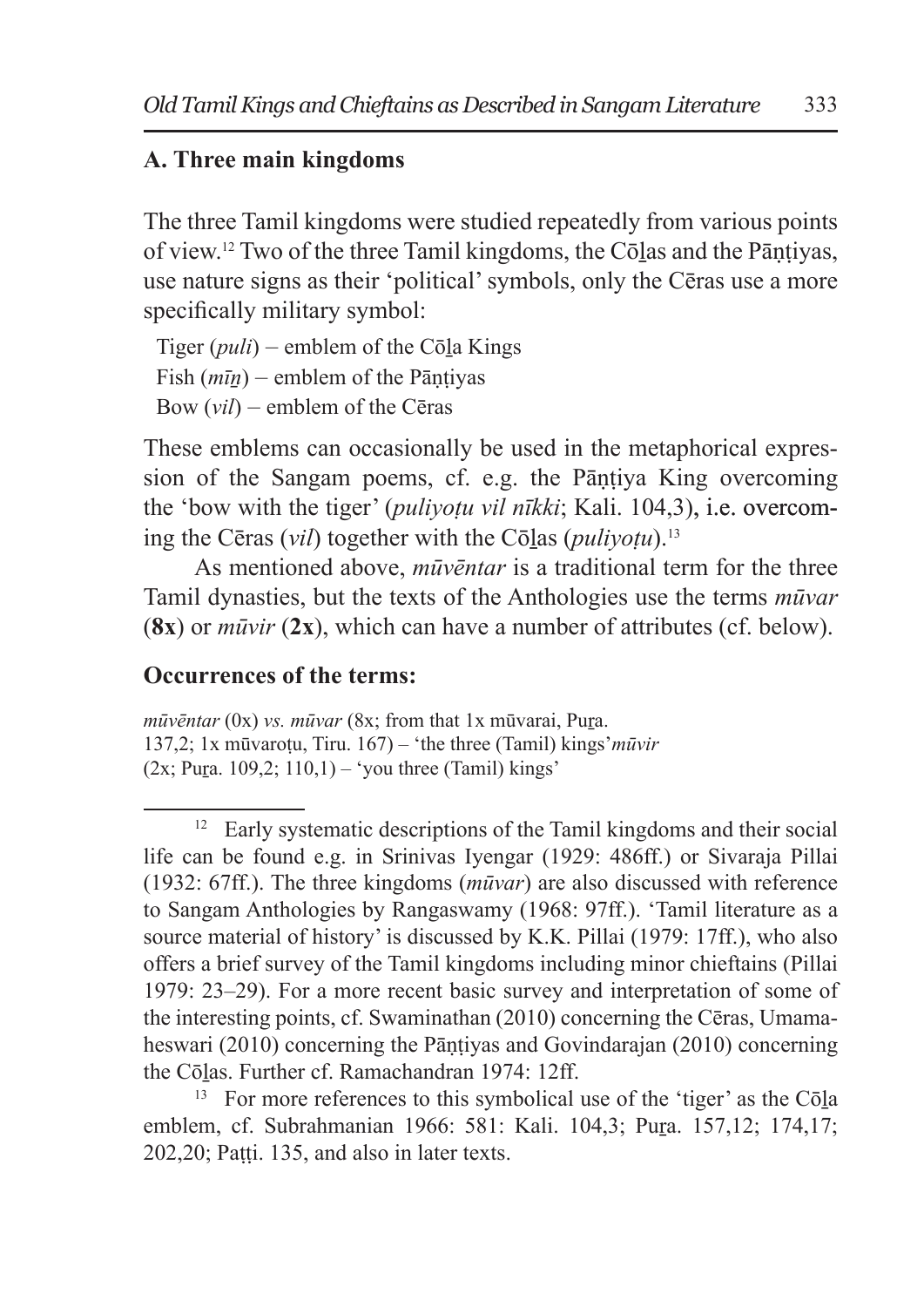### A. Three main kingdoms

The three Tamil kingdoms were studied repeatedly from various points of view.[12] Two of the three Tamil kingdoms, the Cōḻas and the Pāṇṭiyas, use nature signs as their 'political' symbols, only the Cēras use a more specifically military symbol:

Tiger (*puli*) – emblem of the Cōḻa Kings
Fish (*mīṉ*) – emblem of the Pāṇṭiyas
Bow (*vil*) – emblem of the Cēras

These emblems can occasionally be used in the metaphorical expression of the Sangam poems, cf. e.g. the Pāṇṭiya King overcoming the 'bow with the tiger' (*puliyoṭu vil nīkki*; Kali. 104,3), i.e. overcoming the Cēras (*vil*) together with the Cōḻas (*puliyoṭu*).[13]

As mentioned above, *mūvēntar* is a traditional term for the three Tamil dynasties, but the texts of the Anthologies use the terms *mūvar* (**8x**) or *mūvir* (**2x**), which can have a number of attributes (cf. below).

### Occurrences of the terms:

*mūvēntar* (0x) *vs. mūvar* (8x; from that 1x mūvarai, Puṟa. 137,2; 1x mūvaroṭu, Tiru. 167) – 'the three (Tamil) kings' *mūvir* (2x; Puṟa. 109,2; 110,1) – 'you three (Tamil) kings'

---

[12] Early systematic descriptions of the Tamil kingdoms and their social life can be found e.g. in Srinivas Iyengar (1929: 486ff.) or Sivaraja Pillai (1932: 67ff.). The three kingdoms (*mūvar*) are also discussed with reference to Sangam Anthologies by Rangaswamy (1968: 97ff.). 'Tamil literature as a source material of history' is discussed by K.K. Pillai (1979: 17ff.), who also offers a brief survey of the Tamil kingdoms including minor chieftains (Pillai 1979: 23–29). For a more recent basic survey and interpretation of some of the interesting points, cf. Swaminathan (2010) concerning the Cēras, Umamaheswari (2010) concerning the Pāṇṭiyas and Govindarajan (2010) concerning the Cōḻas. Further cf. Ramachandran 1974: 12ff.

[13] For more references to this symbolical use of the 'tiger' as the Cōḻa emblem, cf. Subrahmanian 1966: 581: Kali. 104,3; Puṟa. 157,12; 174,17; 202,20; Paṭṭi. 135, and also in later texts.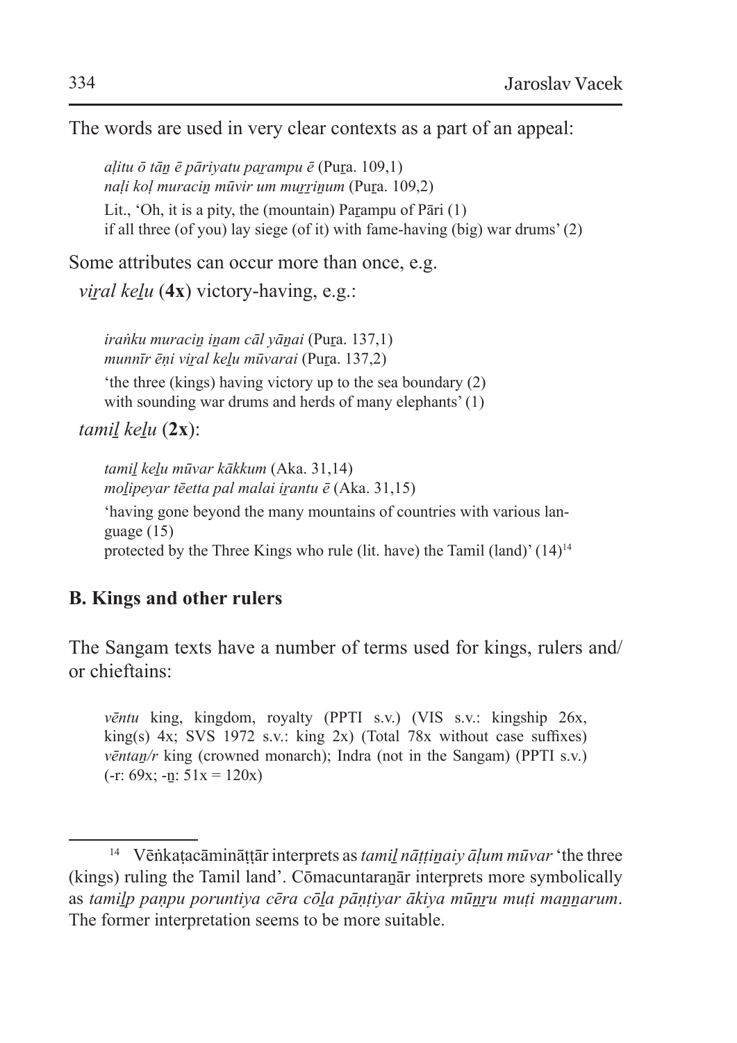The words are used in very clear contexts as a part of an appeal:

> *aḷitu ō tāṉ ē pāriyatu paṟampu ē* (Puṟa. 109,1)
> *naḷi koḷ muraciṉ mūvir um muṟṟiṉum* (Puṟa. 109,2)
> Lit., 'Oh, it is a pity, the (mountain) Paṟampu of Pāri (1)
> if all three (of you) lay siege (of it) with fame-having (big) war drums' (2)

Some attributes can occur more than once, e.g.

*viṟal keḻu* (**4x**) victory-having, e.g.:

> *iraṅku muraciṉ iṉam cāl yāṉai* (Puṟa. 137,1)
> *munnīr ēṇi viṟal keḻu mūvarai* (Puṟa. 137,2)
> 'the three (kings) having victory up to the sea boundary (2)
> with sounding war drums and herds of many elephants' (1)

*tamiḻ keḻu* (**2x**):

> *tamiḻ keḻu mūvar kākkum* (Aka. 31,14)
> *moḻipeyar tēetta pal malai iṟantu ē* (Aka. 31,15)
> 'having gone beyond the many mountains of countries with various language (15)
> protected by the Three Kings who rule (lit. have) the Tamil (land)' (14)[14]

## B. Kings and other rulers

The Sangam texts have a number of terms used for kings, rulers and/or chieftains:

> *vēntu* king, kingdom, royalty (PPTI s.v.) (VIS s.v.: kingship 26x, king(s) 4x; SVS 1972 s.v.: king 2x) (Total 78x without case suffixes)
> *vēntaṉ/r* king (crowned monarch); Indra (not in the Sangam) (PPTI s.v.) (-r: 69x; -ṉ: 51x = 120x)

---

[14] Vēṅkaṭacāminā­ṭṭār interprets as *tamiḻ nāṭṭiṉaiy āḷum mūvar* 'the three (kings) ruling the Tamil land'. Cōmacuntaraṉār interprets more symbolically as *tamiḻp paṇpu poruntiya cēra cōḻa pāṇṭiyar ākiya mūṉṟu muṭi maṉṉarum*. The former interpretation seems to be more suitable.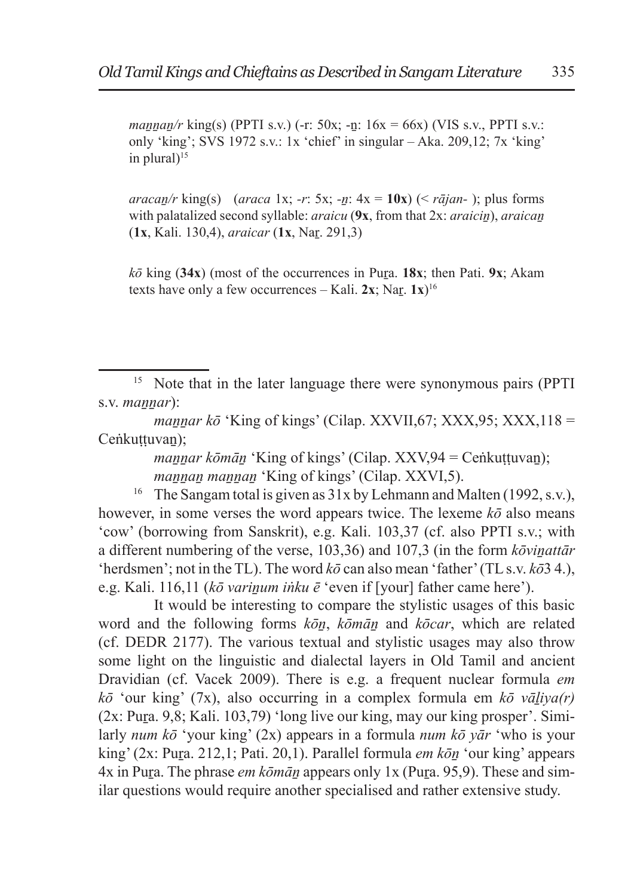*maṉṉaṉ/r* king(s) (PPTI s.v.) (-r: 50x; -ṉ: 16x = 66x) (VIS s.v., PPTI s.v.: only 'king'; SVS 1972 s.v.: 1x 'chief' in singular – Aka. 209,12; 7x 'king' in plural)[15]

*aracaṉ/r* king(s) (*araca* 1x; *-r*: 5x; *-ṉ*: 4x = **10x**) (< *rājan-* ); plus forms with palatalized second syllable: *araicu* (**9x**, from that 2x: *araiciṉ*), *araicaṉ* (**1x**, Kali. 130,4), *araicar* (**1x**, Naṟ. 291,3)

*kō* king (**34x**) (most of the occurrences in Puṟa. **18x**; then Pati. **9x**; Akam texts have only a few occurrences – Kali. **2x**; Naṟ. **1x**)[16]

---

[15] Note that in the later language there were synonymous pairs (PPTI s.v. *maṉṉar*):

*maṉṉar kō* 'King of kings' (Cilap. XXVII,67; XXX,95; XXX,118 = Ceṅkuṭṭuvaṉ);

*maṉṉar kōmāṉ* 'King of kings' (Cilap. XXV,94 = Ceṅkuṭṭuvaṉ);

*maṉṉaṉ maṉṉaṉ* 'King of kings' (Cilap. XXVI,5).

[16] The Sangam total is given as 31x by Lehmann and Malten (1992, s.v.), however, in some verses the word appears twice. The lexeme *kō* also means 'cow' (borrowing from Sanskrit), e.g. Kali. 103,37 (cf. also PPTI s.v.; with a different numbering of the verse, 103,36) and 107,3 (in the form *kōviṉattār* 'herdsmen'; not in the TL). The word *kō* can also mean 'father' (TL s.v. *kō*3 4.), e.g. Kali. 116,11 (*kō variṉum iṅku ē* 'even if [your] father came here').

It would be interesting to compare the stylistic usages of this basic word and the following forms *kōṉ*, *kōmāṉ* and *kōcar*, which are related (cf. DEDR 2177). The various textual and stylistic usages may also throw some light on the linguistic and dialectal layers in Old Tamil and ancient Dravidian (cf. Vacek 2009). There is e.g. a frequent nuclear formula *em kō* 'our king' (7x), also occurring in a complex formula em *kō vāḻiya(r)* (2x: Puṟa. 9,8; Kali. 103,79) 'long live our king, may our king prosper'. Similarly *num kō* 'your king' (2x) appears in a formula *num kō yār* 'who is your king' (2x: Puṟa. 212,1; Pati. 20,1). Parallel formula *em kōṉ* 'our king' appears 4x in Puṟa. The phrase *em kōmāṉ* appears only 1x (Puṟa. 95,9). These and similar questions would require another specialised and rather extensive study.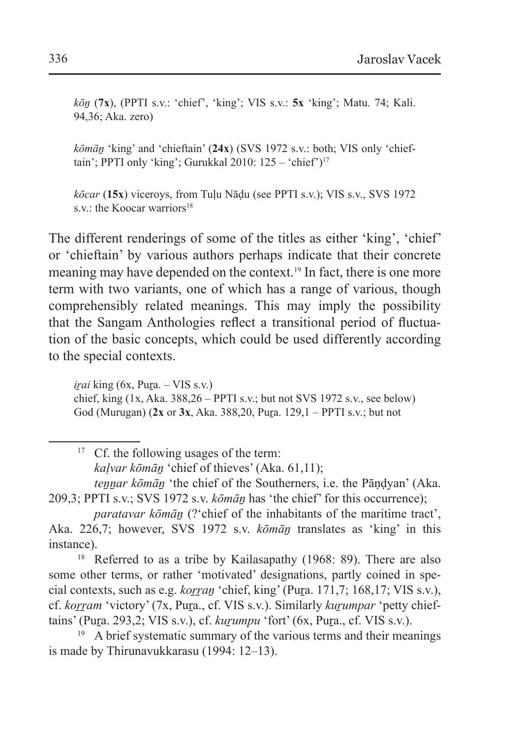*kōṉ* (**7x**), (PPTI s.v.: 'chief', 'king'; VIS s.v.: **5x** 'king'; Matu. 74; Kali. 94,36; Aka. zero)

*kōmāṉ* 'king' and 'chieftain' (**24x**) (SVS 1972 s.v.: both; VIS only 'chieftain'; PPTI only 'king'; Gurukkal 2010: 125 – 'chief')[17]

*kōcar* (**15x**) viceroys, from Tuḷu Nāḍu (see PPTI s.v.); VIS s.v., SVS 1972 s.v.: the Koocar warriors[18]

The different renderings of some of the titles as either 'king', 'chief' or 'chieftain' by various authors perhaps indicate that their concrete meaning may have depended on the context.[19] In fact, there is one more term with two variants, one of which has a range of various, though comprehensibly related meanings. This may imply the possibility that the Sangam Anthologies reflect a transitional period of fluctuation of the basic concepts, which could be used differently according to the special contexts.

*iṟai* king (6x, Puṟa. – VIS s.v.)
chief, king (1x, Aka. 388,26 – PPTI s.v.; but not SVS 1972 s.v., see below)
God (Murugan) (**2x** or **3x**, Aka. 388,20, Puṟa. 129,1 – PPTI s.v.; but not

---

[17] Cf. the following usages of the term:
*kaḷvar kōmāṉ* 'chief of thieves' (Aka. 61,11);
*teṉṉar kōmāṉ* 'the chief of the Southerners, i.e. the Pāṇḍyan' (Aka. 209,3; PPTI s.v.; SVS 1972 s.v. *kōmāṉ* has 'the chief' for this occurrence);
*paratavar kōmāṉ* (?'chief of the inhabitants of the maritime tract', Aka. 226,7; however, SVS 1972 s.v. *kōmāṉ* translates as 'king' in this instance).

[18] Referred to as a tribe by Kailasapathy (1968: 89). There are also some other terms, or rather 'motivated' designations, partly coined in special contexts, such as e.g. *koṟṟaṉ* 'chief, king' (Puṟa. 171,7; 168,17; VIS s.v.), cf. *koṟṟam* 'victory' (7x, Puṟa., cf. VIS s.v.). Similarly *kuṟumpar* 'petty chieftains' (Puṟa. 293,2; VIS s.v.), cf. *kuṟumpu* 'fort' (6x, Puṟa., cf. VIS s.v.).

[19] A brief systematic summary of the various terms and their meanings is made by Thirunavukkarasu (1994: 12–13).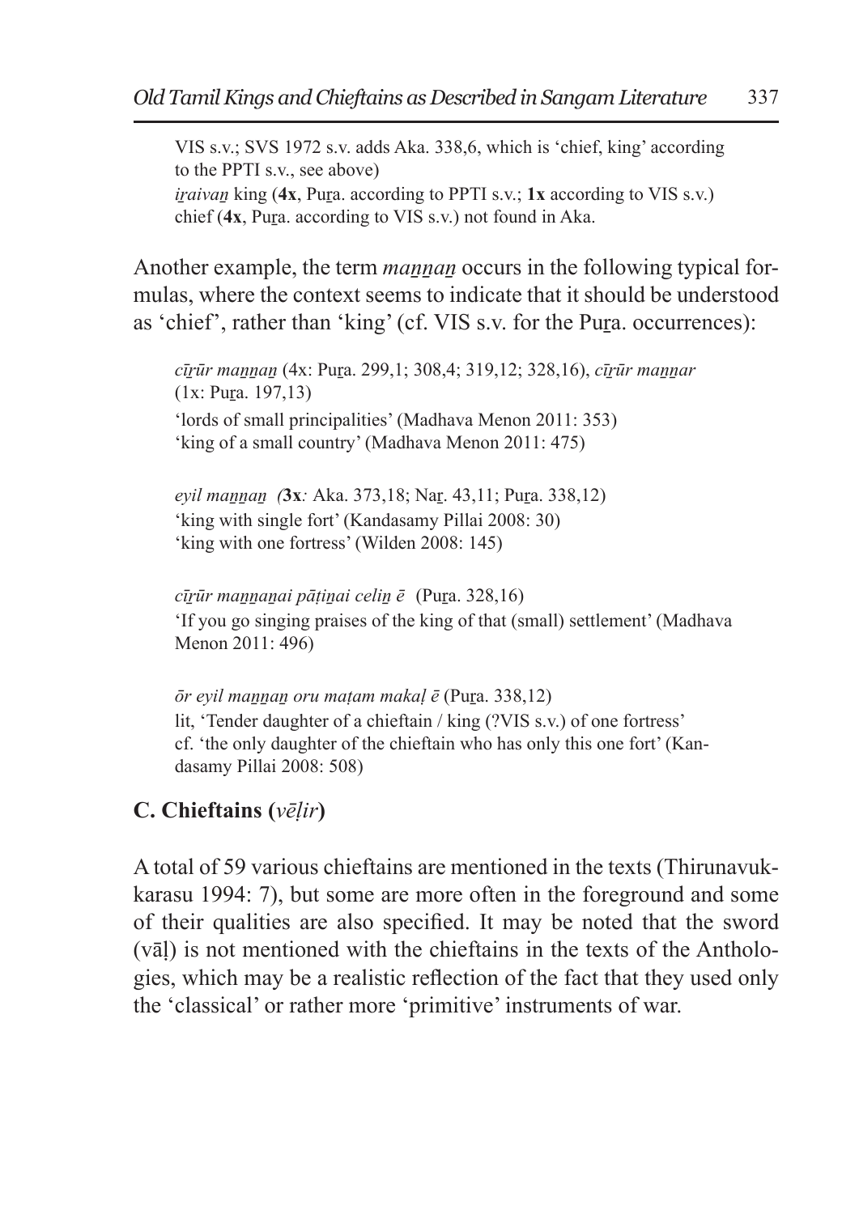VIS s.v.; SVS 1972 s.v. adds Aka. 338,6, which is 'chief, king' according to the PPTI s.v., see above)
*iṟaivaṉ* king (**4x**, Puṟa. according to PPTI s.v.; **1x** according to VIS s.v.)
chief (**4x**, Puṟa. according to VIS s.v.) not found in Aka.

Another example, the term *maṉṉaṉ* occurs in the following typical formulas, where the context seems to indicate that it should be understood as 'chief', rather than 'king' (cf. VIS s.v. for the Puṟa. occurrences):

*cīṟūr maṉṉaṉ* (4x: Puṟa. 299,1; 308,4; 319,12; 328,16), *cīṟūr maṉṉar* (1x: Puṟa. 197,13)
'lords of small principalities' (Madhava Menon 2011: 353)
'king of a small country' (Madhava Menon 2011: 475)

*eyil maṉṉaṉ* (**3x***:* Aka. 373,18; Naṟ. 43,11; Puṟa. 338,12)
'king with single fort' (Kandasamy Pillai 2008: 30)
'king with one fortress' (Wilden 2008: 145)

*cīṟūr maṉṉaṉai pāṭiṉai celiṉ ē* (Puṟa. 328,16)
'If you go singing praises of the king of that (small) settlement' (Madhava Menon 2011: 496)

*ōr eyil maṉṉaṉ oru maṭam makaḷ ē* (Puṟa. 338,12)
lit, 'Tender daughter of a chieftain / king (?VIS s.v.) of one fortress'
cf. 'the only daughter of the chieftain who has only this one fort' (Kandasamy Pillai 2008: 508)

### C. Chieftains (*vēḷir*)

A total of 59 various chieftains are mentioned in the texts (Thirunavukkarasu 1994: 7), but some are more often in the foreground and some of their qualities are also specified. It may be noted that the sword (vāḷ) is not mentioned with the chieftains in the texts of the Anthologies, which may be a realistic reflection of the fact that they used only the 'classical' or rather more 'primitive' instruments of war.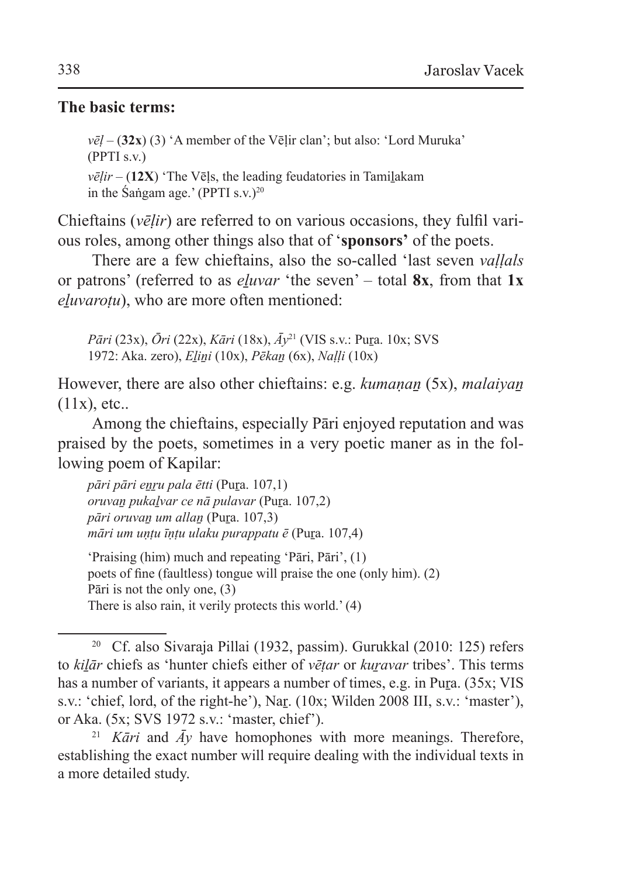**The basic terms:**

> *vēḷ* – (**32x**) (3) 'A member of the Vēḷir clan'; but also: 'Lord Muruka' (PPTI s.v.)
>
> *vēḷir* – (**12X**) 'The Vēḷs, the leading feudatories in Tamiḻakam in the Śaṅgam age.' (PPTI s.v.)[20]

Chieftains (*vēḷir*) are referred to on various occasions, they fulfil various roles, among other things also that of '**sponsors'** of the poets.

There are a few chieftains, also the so-called 'last seven *vaḷḷals* or patrons' (referred to as *eḻuvar* 'the seven' – total **8x**, from that **1x** *eḻuvaroṭu*), who are more often mentioned:

> *Pāri* (23x), *Ōri* (22x), *Kāri* (18x), *Āy*[21] (VIS s.v.: Puṟa. 10x; SVS 1972: Aka. zero), *Eḻiṉi* (10x), *Pēkaṉ* (6x), *Naḷḷi* (10x)

However, there are also other chieftains: e.g. *kumaṇaṉ* (5x), *malaiyaṉ* (11x), etc..

Among the chieftains, especially Pāri enjoyed reputation and was praised by the poets, sometimes in a very poetic maner as in the following poem of Kapilar:

> *pāri pāri eṉṟu pala ētti* (Puṟa. 107,1)
> *oruvaṉ pukaḻvar ce nā pulavar* (Puṟa. 107,2)
> *pāri oruvaṉ um allaṉ* (Puṟa. 107,3)
> *māri um uṇṭu īṇṭu ulaku purappatu ē* (Puṟa. 107,4)
>
> 'Praising (him) much and repeating 'Pāri, Pāri', (1)
> poets of fine (faultless) tongue will praise the one (only him). (2)
> Pāri is not the only one, (3)
> There is also rain, it verily protects this world.' (4)

---

[20] Cf. also Sivaraja Pillai (1932, passim). Gurukkal (2010: 125) refers to *kiḻār* chiefs as 'hunter chiefs either of *vēṭar* or *kuṟavar* tribes'. This terms has a number of variants, it appears a number of times, e.g. in Puṟa. (35x; VIS s.v.: 'chief, lord, of the right-he'), Naṟ. (10x; Wilden 2008 III, s.v.: 'master'), or Aka. (5x; SVS 1972 s.v.: 'master, chief').

[21] *Kāri* and *Āy* have homophones with more meanings. Therefore, establishing the exact number will require dealing with the individual texts in a more detailed study.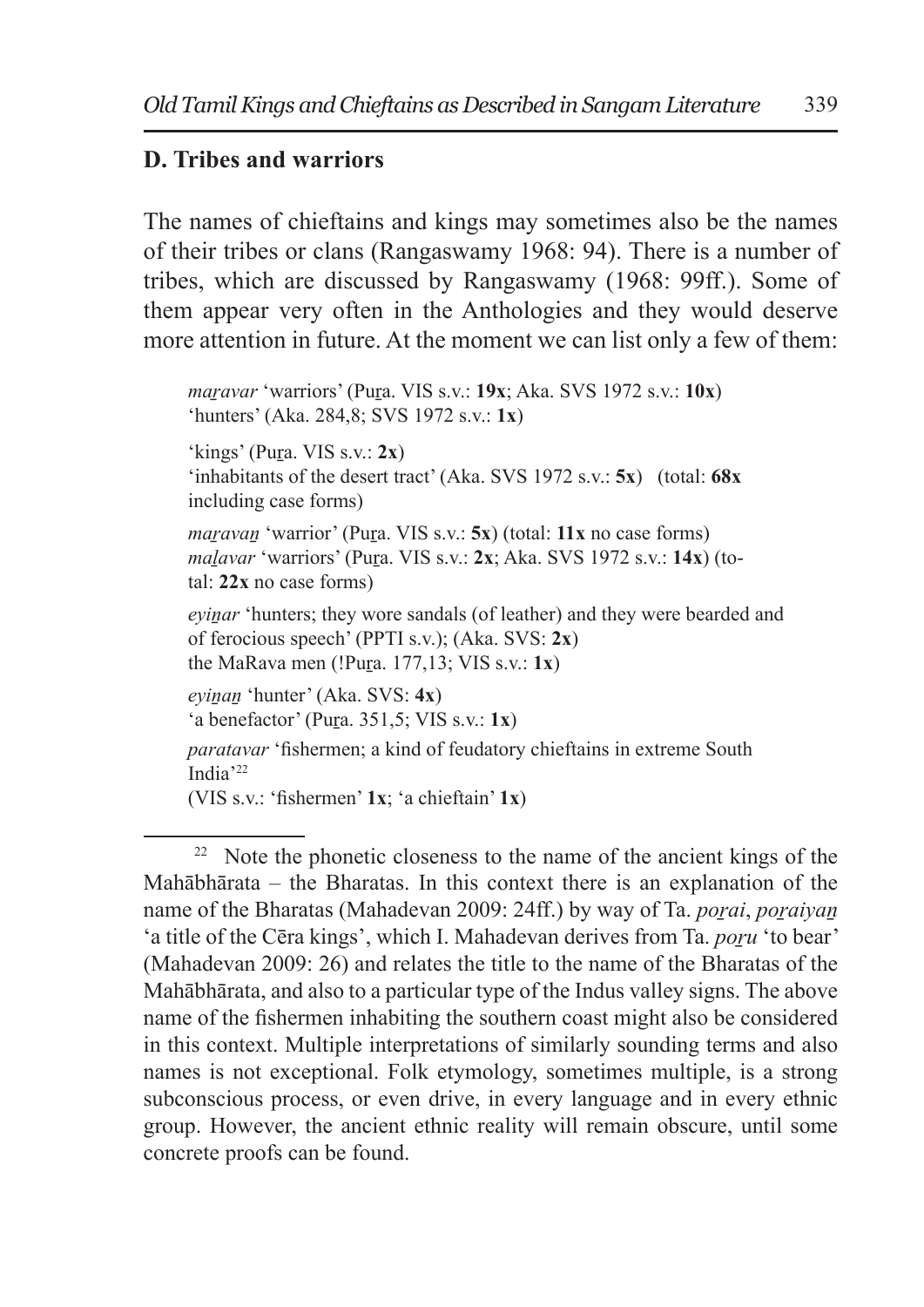## D. Tribes and warriors

The names of chieftains and kings may sometimes also be the names of their tribes or clans (Rangaswamy 1968: 94). There is a number of tribes, which are discussed by Rangaswamy (1968: 99ff.). Some of them appear very often in the Anthologies and they would deserve more attention in future. At the moment we can list only a few of them:

> *maṟavar* 'warriors' (Puṟa. VIS s.v.: **19x**; Aka. SVS 1972 s.v.: **10x**)
> 'hunters' (Aka. 284,8; SVS 1972 s.v.: **1x**)
>
> 'kings' (Puṟa. VIS s.v.: **2x**)
> 'inhabitants of the desert tract' (Aka. SVS 1972 s.v.: **5x**) (total: **68x** including case forms)
>
> *maṟavaṉ* 'warrior' (Puṟa. VIS s.v.: **5x**) (total: **11x** no case forms)
> *maḻavar* 'warriors' (Puṟa. VIS s.v.: **2x**; Aka. SVS 1972 s.v.: **14x**) (total: **22x** no case forms)
>
> *eyiṉar* 'hunters; they wore sandals (of leather) and they were bearded and of ferocious speech' (PPTI s.v.); (Aka. SVS: **2x**)
> the MaRava men (!Puṟa. 177,13; VIS s.v.: **1x**)
>
> *eyiṉaṉ* 'hunter' (Aka. SVS: **4x**)
> 'a benefactor' (Puṟa. 351,5; VIS s.v.: **1x**)
> *paratavar* 'fishermen; a kind of feudatory chieftains in extreme South India'[22]
> (VIS s.v.: 'fishermen' **1x**; 'a chieftain' **1x**)

---

[22] Note the phonetic closeness to the name of the ancient kings of the Mahābhārata – the Bharatas. In this context there is an explanation of the name of the Bharatas (Mahadevan 2009: 24ff.) by way of Ta. *poṟai*, *poṟaiyaṉ* 'a title of the Cēra kings', which I. Mahadevan derives from Ta. *poṟu* 'to bear' (Mahadevan 2009: 26) and relates the title to the name of the Bharatas of the Mahābhārata, and also to a particular type of the Indus valley signs. The above name of the fishermen inhabiting the southern coast might also be considered in this context. Multiple interpretations of similarly sounding terms and also names is not exceptional. Folk etymology, sometimes multiple, is a strong subconscious process, or even drive, in every language and in every ethnic group. However, the ancient ethnic reality will remain obscure, until some concrete proofs can be found.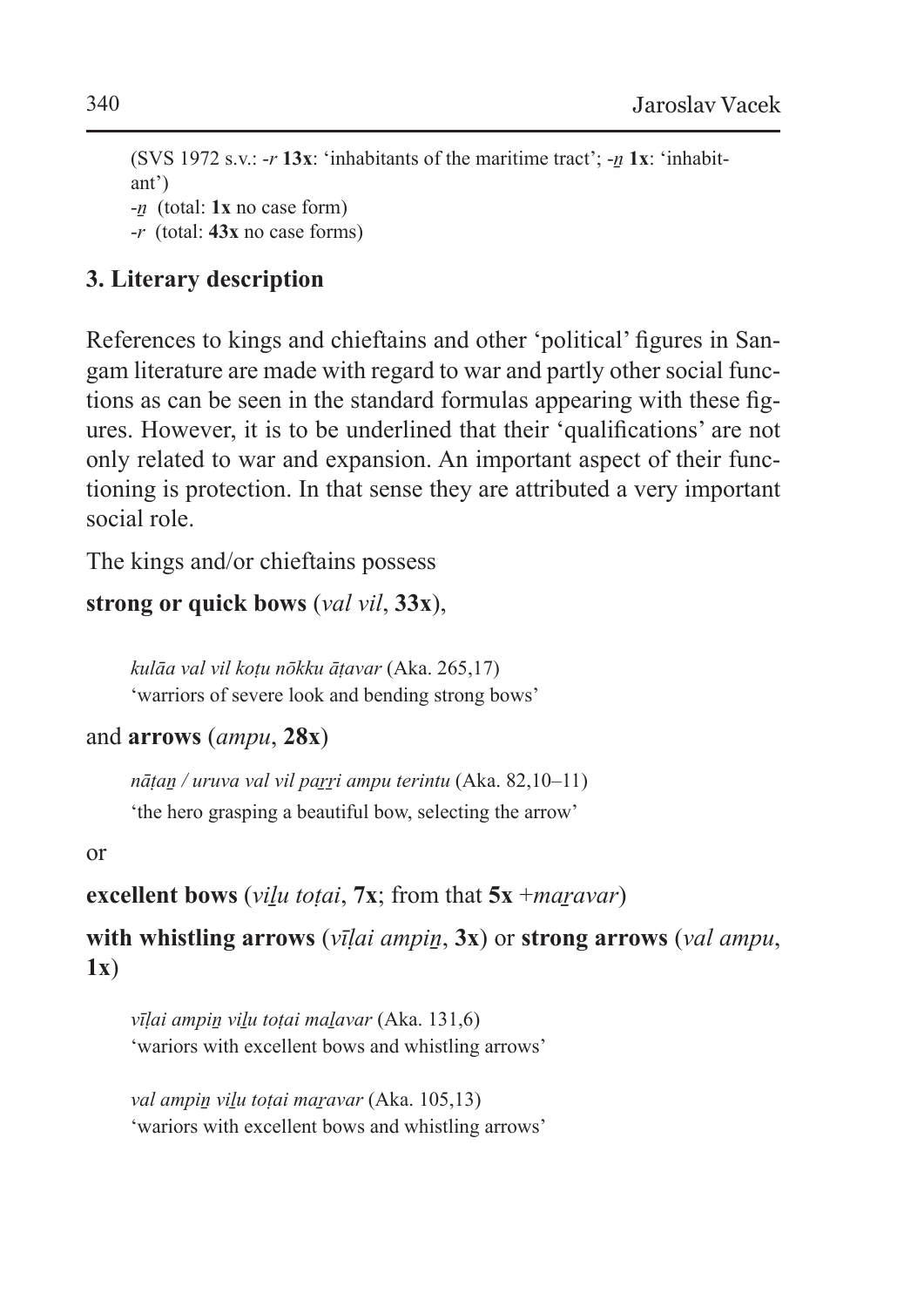(SVS 1972 s.v.: -*r* **13x**: 'inhabitants of the maritime tract'; -*ṉ* **1x**: 'inhabitant')
-*ṉ* (total: **1x** no case form)
-*r* (total: **43x** no case forms)

## 3. Literary description

References to kings and chieftains and other 'political' figures in Sangam literature are made with regard to war and partly other social functions as can be seen in the standard formulas appearing with these figures. However, it is to be underlined that their 'qualifications' are not only related to war and expansion. An important aspect of their functioning is protection. In that sense they are attributed a very important social role.

The kings and/or chieftains possess

**strong or quick bows** (*val vil*, **33x**),

> *kulāa val vil koṭu nōkku āṭavar* (Aka. 265,17)
> 'warriors of severe look and bending strong bows'

and **arrows** (*ampu*, **28x**)

> *nāṭaṉ / uruva val vil paṟṟi ampu terintu* (Aka. 82,10–11)
> 'the hero grasping a beautiful bow, selecting the arrow'

or

**excellent bows** (*viḻu toṭai*, **7x**; from that **5x** +*maṟavar*)

**with whistling arrows** (*vīḷai ampiṉ*, **3x**) or **strong arrows** (*val ampu*, **1x**)

> *vīḷai ampiṉ viḻu toṭai maḻavar* (Aka. 131,6)
> 'wariors with excellent bows and whistling arrows'

> *val ampiṉ viḻu toṭai maṟavar* (Aka. 105,13)
> 'wariors with excellent bows and whistling arrows'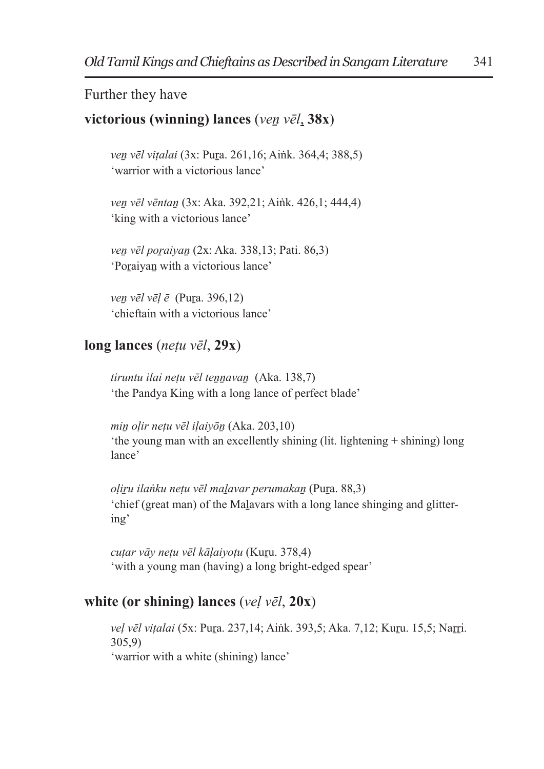Further they have

**victorious (winning) lances** (*veṉ vēl*, **38x**)

> *veṉ vēl viṭalai* (3x: Puṟa. 261,16; Aiṅk. 364,4; 388,5)
> 'warrior with a victorious lance'
>
> *veṉ vēl vēntaṉ* (3x: Aka. 392,21; Aiṅk. 426,1; 444,4)
> 'king with a victorious lance'
>
> *veṉ vēl poṟaiyaṉ* (2x: Aka. 338,13; Pati. 86,3)
> 'Poṟaiyaṉ with a victorious lance'
>
> *veṉ vēl vēḷ ē* (Puṟa. 396,12)
> 'chieftain with a victorious lance'

**long lances** (*neṭu vēl*, **29x**)

> *tiruntu ilai neṭu vēl teṉṉavaṉ* (Aka. 138,7)
> 'the Pandya King with a long lance of perfect blade'
>
> *miṉ oḷir neṭu vēl iḷaiyōṉ* (Aka. 203,10)
> 'the young man with an excellently shining (lit. lightening + shining) long lance'
>
> *oḷiṟu ilaṅku neṭu vēl maḻavar perumakaṉ* (Puṟa. 88,3)
> 'chief (great man) of the Maḻavars with a long lance shinging and glittering'
>
> *cuṭar vāy neṭu vēl kāḷaiyoṭu* (Kuṟu. 378,4)
> 'with a young man (having) a long bright-edged spear'

**white (or shining) lances** (*veḷ vēl*, **20x**)

> *veḷ vēl viṭalai* (5x: Puṟa. 237,14; Aiṅk. 393,5; Aka. 7,12; Kuṟu. 15,5; Naṟṟi. 305,9)
> 'warrior with a white (shining) lance'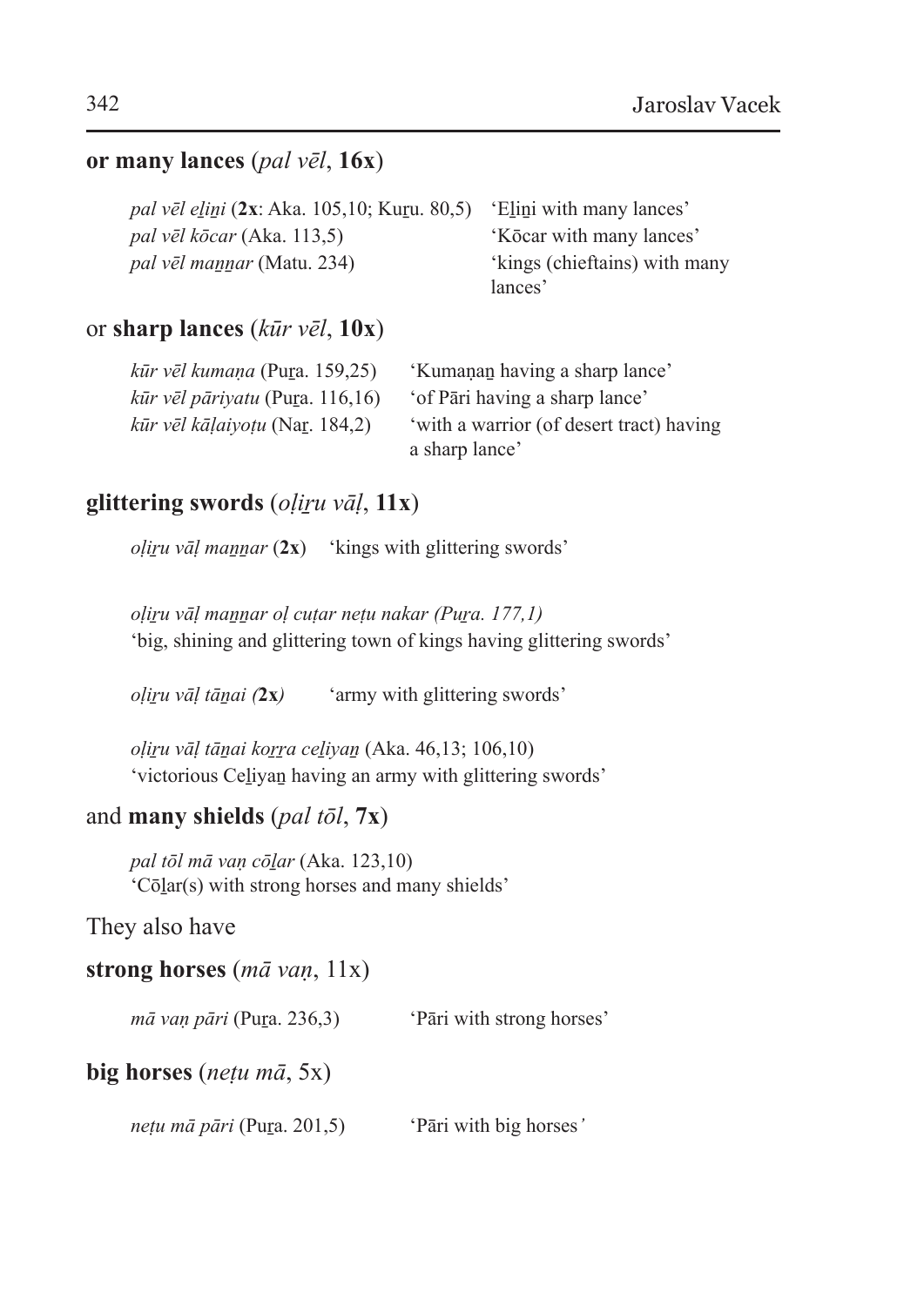**or many lances (*pal vēl*, 16x)**

| | |
|---|---|
| *pal vēl eḻiṉi* (**2x**: Aka. 105,10; Kuṟu. 80,5) | 'Eḻiṉi with many lances' |
| *pal vēl kōcar* (Aka. 113,5) | 'Kōcar with many lances' |
| *pal vēl maṉṉar* (Matu. 234) | 'kings (chieftains) with many lances' |

or **sharp lances** (*kūr vēl*, **10x**)

| | |
|---|---|
| *kūr vēl kumaṇa* (Puṟa. 159,25) | 'Kumaṇaṉ having a sharp lance' |
| *kūr vēl pāriyatu* (Puṟa. 116,16) | 'of Pāri having a sharp lance' |
| *kūr vēl kāḷaiyoṭu* (Naṟ. 184,2) | 'with a warrior (of desert tract) having a sharp lance' |

**glittering swords** (*oḷiṟu vāḷ*, **11x**)

*oḷiṟu vāḷ maṉṉar* (**2x**) 'kings with glittering swords'

*oḷiṟu vāḷ maṉṉar oḷ cuṭar neṭu nakar (Puṟa. 177,1)*
'big, shining and glittering town of kings having glittering swords'

*oḷiṟu vāḷ tāṉai (***2x***)* 'army with glittering swords'

*oḷiṟu vāḷ tāṉai koṟṟa ceḻiyaṉ* (Aka. 46,13; 106,10)
'victorious Ceḻiyaṉ having an army with glittering swords'

and **many shields** (*pal tōl*, **7x**)

*pal tōl mā vaṇ cōḻar* (Aka. 123,10)
'Cōḻar(s) with strong horses and many shields'

They also have

**strong horses** (*mā vaṇ*, 11x)

*mā vaṇ pāri* (Puṟa. 236,3) 'Pāri with strong horses'

**big horses** (*neṭu mā*, 5x)

*neṭu mā pāri* (Puṟa. 201,5) 'Pāri with big horses'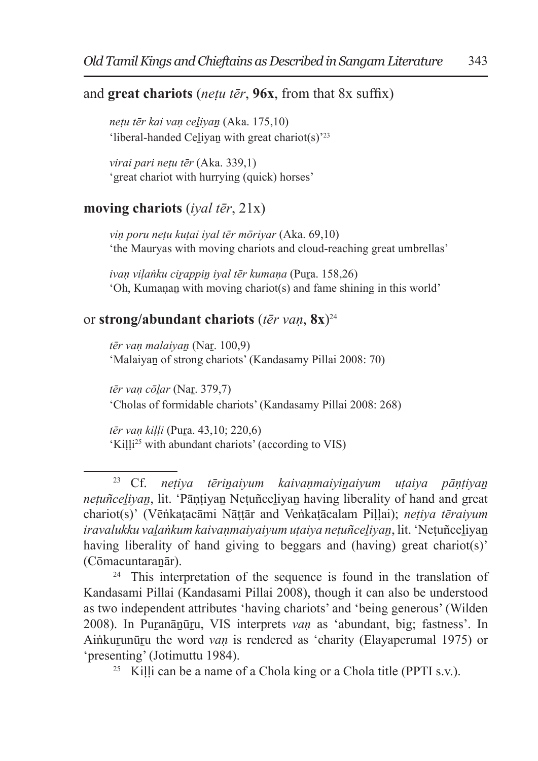and **great chariots** (*neṭu tēr*, **96x**, from that 8x suffix)

> *neṭu tēr kai vaṇ ceḻiyaṉ* (Aka. 175,10)
> 'liberal-handed Ceḻiyaṉ with great chariot(s)'[23]

> *virai pari neṭu tēr* (Aka. 339,1)
> 'great chariot with hurrying (quick) horses'

**moving chariots** (*iyal tēr*, 21x)

> *viṇ poru neṭu kuṭai iyal tēr mōriyar* (Aka. 69,10)
> 'the Mauryas with moving chariots and cloud-reaching great umbrellas'

> *ivaṇ viḷaṅku ciṟappiṉ iyal tēr kumaṇa* (Puṟa. 158,26)
> 'Oh, Kumaṇaṉ with moving chariot(s) and fame shining in this world'

or **strong/abundant chariots** (*tēr vaṇ*, **8x**)[24]

> *tēr vaṇ malaiyaṉ* (Naṟ. 100,9)
> 'Malaiyaṉ of strong chariots' (Kandasamy Pillai 2008: 70)

> *tēr vaṇ cōḻar* (Naṟ. 379,7)
> 'Cholas of formidable chariots' (Kandasamy Pillai 2008: 268)

> *tēr vaṇ kiḷḷi* (Puṟa. 43,10; 220,6)
> 'Kiḷḷi[25] with abundant chariots' (according to VIS)

---

[23] Cf. *neṭiya tēriṉaiyum kaivaṇmaiyiṉaiyum uṭaiya pāṇṭiyaṉ neṭuñceḻiyaṉ*, lit. 'Pāṇṭiyaṉ Neṭuñceḻiyaṉ having liberality of hand and great chariot(s)' (Vēṅkaṭacāmi Nāṭṭār and Veṅkaṭācalam Piḷḷai); *neṭiya tēraiyum iravalukku vaḻaṅkum kaivaṇmaiyaiyum uṭaiya neṭuñceḻiyaṉ*, lit. 'Neṭuñceḻiyaṉ having liberality of hand giving to beggars and (having) great chariot(s)' (Cōmacuntaraṉār).

[24] This interpretation of the sequence is found in the translation of Kandasami Pillai (Kandasami Pillai 2008), though it can also be understood as two independent attributes 'having chariots' and 'being generous' (Wilden 2008). In Puṟanāṉūṟu, VIS interprets *vaṇ* as 'abundant, big; fastness'. In Aiṅkuṟunūṟu the word *vaṇ* is rendered as 'charity (Elayaperumal 1975) or 'presenting' (Jotimuttu 1984).

[25] Kiḷḷi can be a name of a Chola king or a Chola title (PPTI s.v.).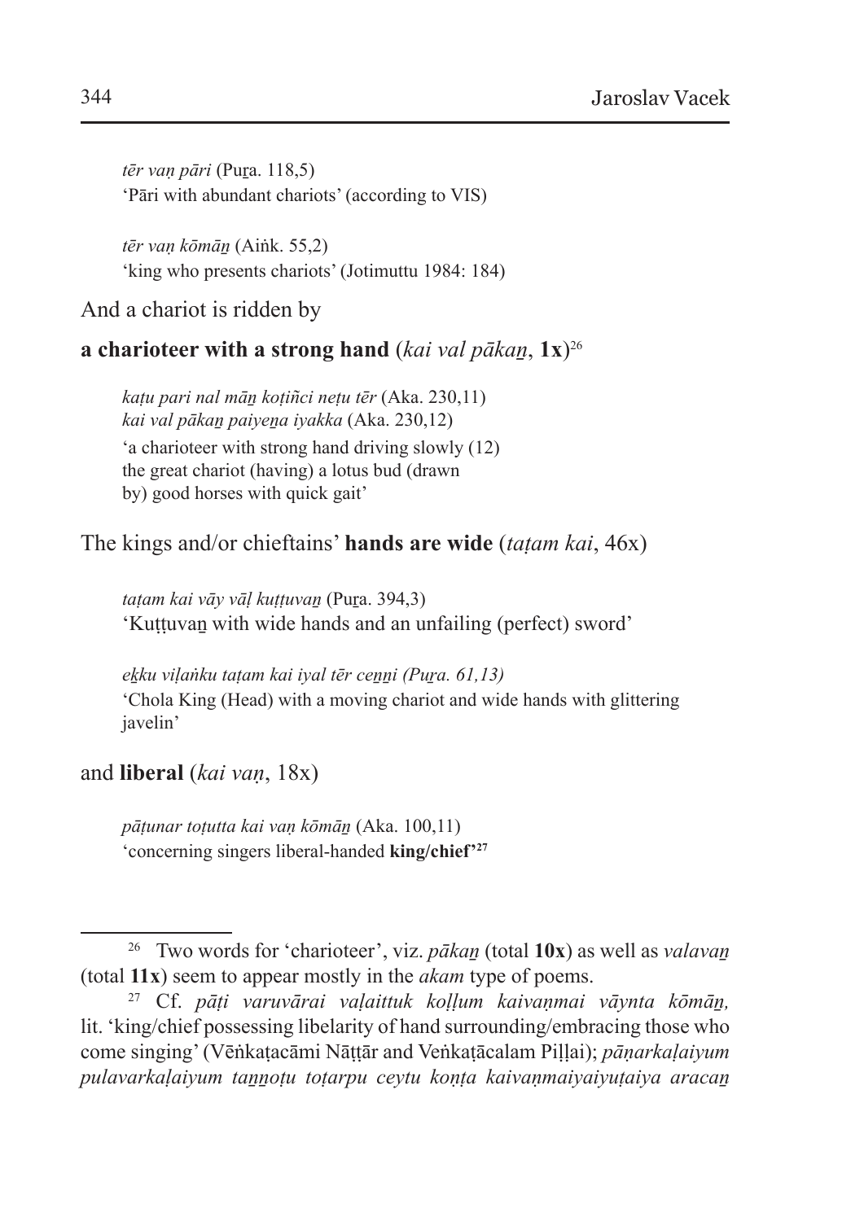*tēr vaṇ pāri* (Puṟa. 118,5)
'Pāri with abundant chariots' (according to VIS)

*tēr vaṇ kōmāṉ* (Aiṅk. 55,2)
'king who presents chariots' (Jotimuttu 1984: 184)

And a chariot is ridden by

**a charioteer with a strong hand** (*kai val pākaṉ*, **1x**)[26]

*kaṭu pari nal māṉ koṭiñci neṭu tēr* (Aka. 230,11)
*kai val pākaṉ paiyeṉa iyakka* (Aka. 230,12)
'a charioteer with strong hand driving slowly (12)
the great chariot (having) a lotus bud (drawn
by) good horses with quick gait'

The kings and/or chieftains' **hands are wide** (*taṭam kai*, 46x)

*taṭam kai vāy vāḷ kuṭṭuvaṉ* (Puṟa. 394,3)
'Kuṭṭuvaṉ with wide hands and an unfailing (perfect) sword'

*eḵku viḷaṅku taṭam kai iyal tēr ceṉṉi (Puṟa. 61,13)*
'Chola King (Head) with a moving chariot and wide hands with glittering javelin'

and **liberal** (*kai vaṇ*, 18x)

*pāṭunar toṭutta kai vaṇ kōmāṉ* (Aka. 100,11)
'concerning singers liberal-handed **king/chief'**[27]

---

[26] Two words for 'charioteer', viz. *pākaṉ* (total **10x**) as well as *valavaṉ* (total **11x**) seem to appear mostly in the *akam* type of poems.

[27] Cf. *pāṭi varuvārai vaḷaittuk koḷḷum kaivaṇmai vāynta kōmāṉ,* lit. 'king/chief possessing libelarity of hand surrounding/embracing those who come singing' (Vēṅkaṭacāmi Nāṭṭār and Veṅkaṭācalam Piḷḷai); *pāṇarkaḷaiyum pulavarkaḷaiyum taṉṉoṭu toṭarpu ceytu koṇṭa kaivaṇmaiyaiyuṭaiya aracaṉ*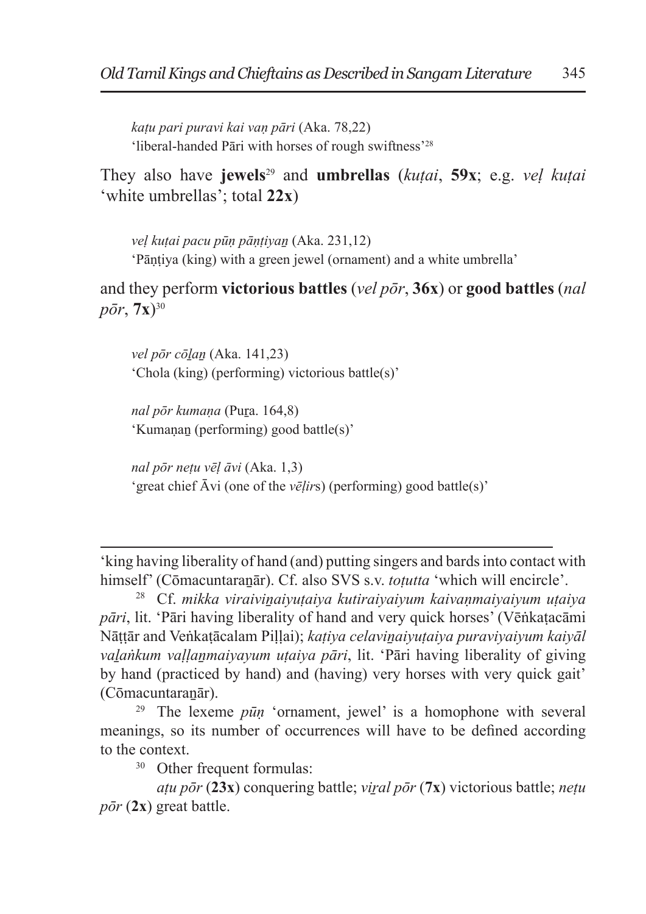*kaṭu pari puravi kai vaṇ pāri* (Aka. 78,22)
'liberal-handed Pāri with horses of rough swiftness'[28]

They also have **jewels**[29] and **umbrellas** (*kuṭai*, **59x**; e.g. *veḷ kuṭai* 'white umbrellas'; total **22x**)

*veḷ kuṭai pacu pūṇ pāṇṭiyaṉ* (Aka. 231,12)
'Pāṇṭiya (king) with a green jewel (ornament) and a white umbrella'

and they perform **victorious battles** (*vel pōr*, **36x**) or **good battles** (*nal pōr*, **7x**)[30]

*vel pōr cōḻaṉ* (Aka. 141,23)
'Chola (king) (performing) victorious battle(s)'

*nal pōr kumaṇa* (Puṟa. 164,8)
'Kumaṇaṉ (performing) good battle(s)'

*nal pōr neṭu vēḷ āvi* (Aka. 1,3)
'great chief Āvi (one of the *vēḷir*s) (performing) good battle(s)'

---

'king having liberality of hand (and) putting singers and bards into contact with himself' (Cōmacuntaraṉār). Cf. also SVS s.v. *toṭutta* 'which will encircle'.

[28] Cf. *mikka viraiviṉaiyuṭaiya kutiraiyaiyum kaivaṇmaiyaiyum uṭaiya pāri*, lit. 'Pāri having liberality of hand and very quick horses' (Vēṅkaṭacāmi Nāṭṭār and Veṅkaṭācalam Piḷḷai); *kaṭiya celaviṉaiyuṭaiya puraviyaiyum kaiyāl vaḻaṅkum vaḷḷaṉmaiyayum uṭaiya pāri*, lit. 'Pāri having liberality of giving by hand (practiced by hand) and (having) very horses with very quick gait' (Cōmacuntaraṉār).

[29] The lexeme *pūṇ* 'ornament, jewel' is a homophone with several meanings, so its number of occurrences will have to be defined according to the context.

[30] Other frequent formulas:
*aṭu pōr* (**23x**) conquering battle; *viṟal pōr* (**7x**) victorious battle; *neṭu pōr* (**2x**) great battle.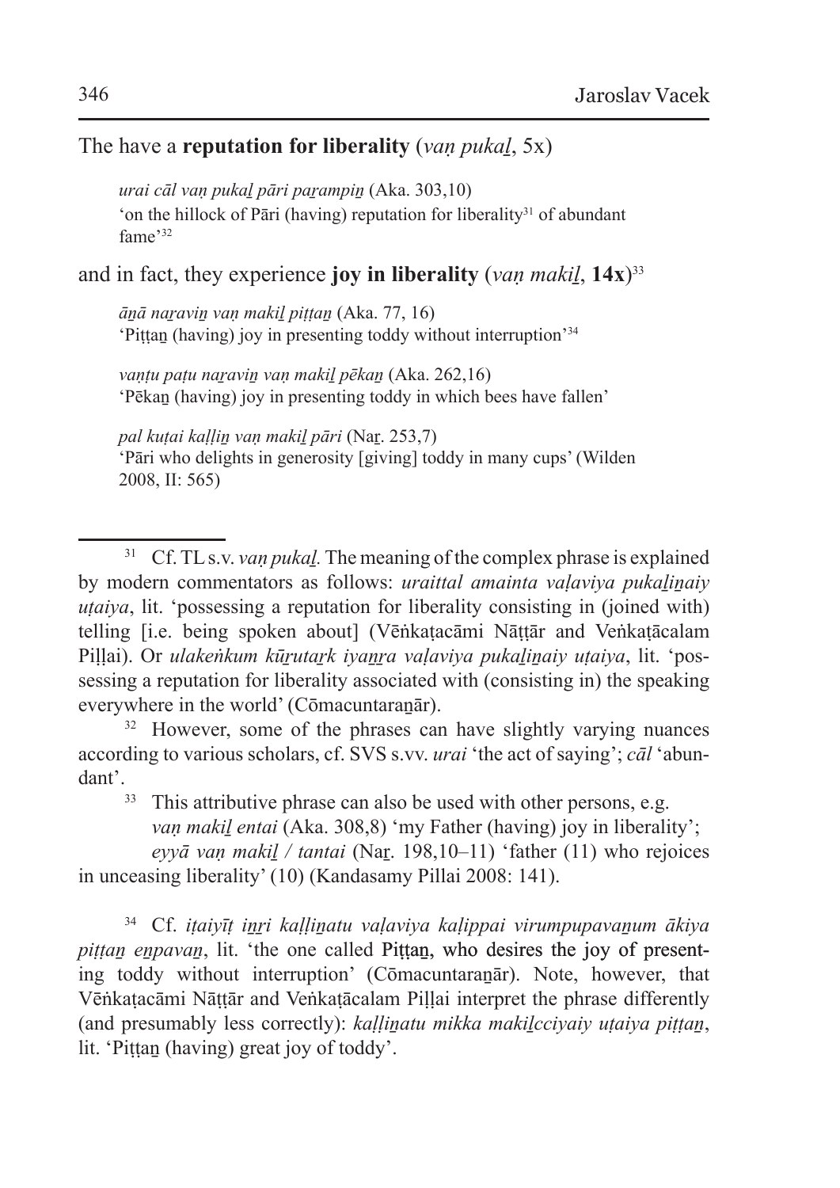The have a **reputation for liberality** (*vaṇ pukaḻ*, 5x)

> *urai cāl vaṇ pukaḻ pāri paṟampiṉ* (Aka. 303,10)
> 'on the hillock of Pāri (having) reputation for liberality[31] of abundant fame'[32]

and in fact, they experience **joy in liberality** (*vaṇ makiḻ*, **14x**)[33]

> *āṉā naṟaviṉ vaṇ makiḻ piṭṭaṉ* (Aka. 77, 16)
> 'Piṭṭaṉ (having) joy in presenting toddy without interruption'[34]

> *vaṇṭu paṭu naṟaviṉ vaṇ makiḻ pēkaṉ* (Aka. 262,16)
> 'Pēkaṉ (having) joy in presenting toddy in which bees have fallen'

> *pal kuṭai kaḷḷiṉ vaṇ makiḻ pāri* (Naṟ. 253,7)
> 'Pāri who delights in generosity [giving] toddy in many cups' (Wilden 2008, II: 565)

---

[31] Cf. TL s.v. *vaṇ pukaḻ.* The meaning of the complex phrase is explained by modern commentators as follows: *uraittal amainta vaḷaviya pukaḻiṉaiy uṭaiya*, lit. 'possessing a reputation for liberality consisting in (joined with) telling [i.e. being spoken about] (Vēṅkaṭacāmi Nāṭṭār and Veṅkaṭācalam Piḷḷai). Or *ulakeṅkum kūṟutaṟk iyaṉṟa vaḷaviya pukaḻiṉaiy uṭaiya*, lit. 'possessing a reputation for liberality associated with (consisting in) the speaking everywhere in the world' (Cōmacuntaraṉār).

[32] However, some of the phrases can have slightly varying nuances according to various scholars, cf. SVS s.vv. *urai* 'the act of saying'; *cāl* 'abundant'.

[33] This attributive phrase can also be used with other persons, e.g. *vaṇ makiḻ entai* (Aka. 308,8) 'my Father (having) joy in liberality'; *eyyā vaṇ makiḻ / tantai* (Naṟ. 198,10–11) 'father (11) who rejoices in unceasing liberality' (10) (Kandasamy Pillai 2008: 141).

[34] Cf. *iṭaiyīṭ iṉṟi kaḷḷiṉatu vaḷaviya kaḷippai virumpupavaṉum ākiya piṭṭaṉ eṉpavaṉ*, lit. 'the one called Piṭṭaṉ, who desires the joy of presenting toddy without interruption' (Cōmacuntaraṉār). Note, however, that Vēṅkaṭacāmi Nāṭṭār and Veṅkaṭācalam Piḷḷai interpret the phrase differently (and presumably less correctly): *kaḷḷiṉatu mikka makiḻcciyaiy uṭaiya piṭṭaṉ*, lit. 'Piṭṭaṉ (having) great joy of toddy'.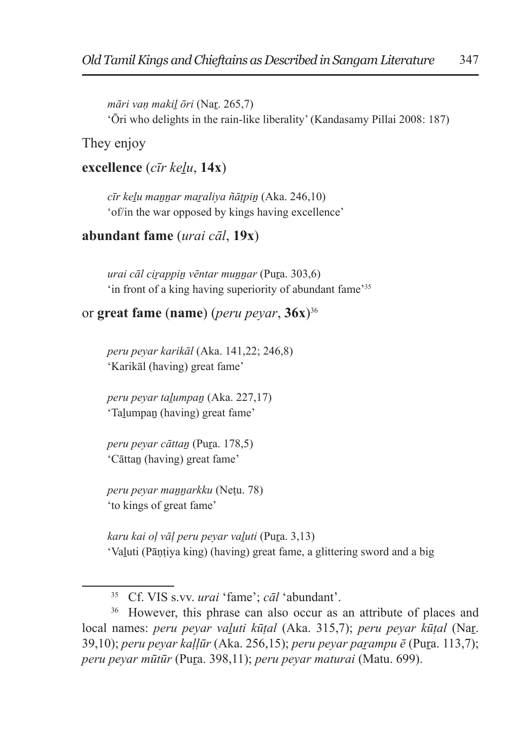*māri vaṇ makiḻ ōri* (Naṟ. 265,7)
'Ōri who delights in the rain-like liberality' (Kandasamy Pillai 2008: 187)

They enjoy

**excellence** (*cīr keḻu*, **14x**)

*cīr keḻu maṉṉar maṟaliya ñāṭpiṉ* (Aka. 246,10)
'of/in the war opposed by kings having excellence'

**abundant fame** (*urai cāl*, **19x**)

*urai cāl ciṟappiṉ vēntar muṉṉar* (Puṟa. 303,6)
'in front of a king having superiority of abundant fame'[35]

or **great fame** (**name**) (*peru peyar*, **36x**)[36]

*peru peyar karikāl* (Aka. 141,22; 246,8)
'Karikāl (having) great fame'

*peru peyar taḻumpaṉ* (Aka. 227,17)
'Taḻumpaṉ (having) great fame'

*peru peyar cāttaṉ* (Puṟa. 178,5)
'Cāttaṉ (having) great fame'

*peru peyar maṉṉarkku* (Neṭu. 78)
'to kings of great fame'

*karu kai oḷ vāḷ peru peyar vaḻuti* (Puṟa. 3,13)
'Vaḻuti (Pāṇṭiya king) (having) great fame, a glittering sword and a big

---

[35] Cf. VIS s.vv. *urai* 'fame'; *cāl* 'abundant'.

[36] However, this phrase can also occur as an attribute of places and local names: *peru peyar vaḻuti kūṭal* (Aka. 315,7); *peru peyar kūṭal* (Naṟ. 39,10); *peru peyar kaḷḷūr* (Aka. 256,15); *peru peyar paṟampu ē* (Puṟa. 113,7); *peru peyar mūtūr* (Puṟa. 398,11); *peru peyar maturai* (Matu. 699).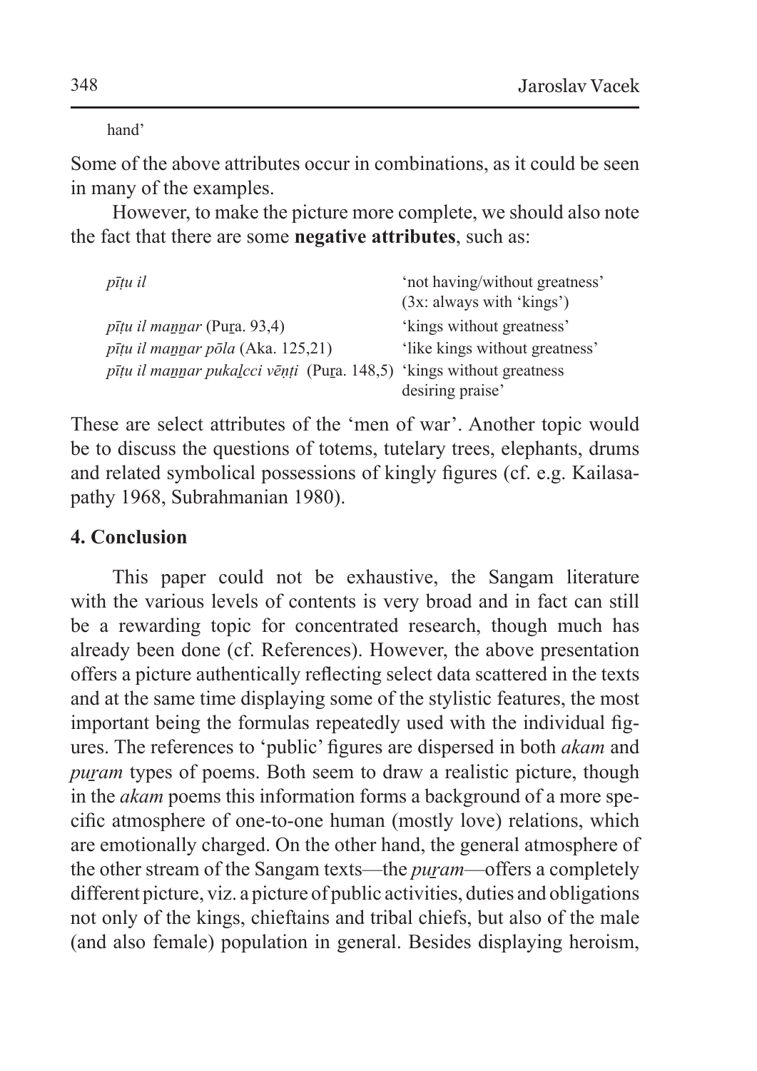hand'

Some of the above attributes occur in combinations, as it could be seen in many of the examples.

However, to make the picture more complete, we should also note the fact that there are some **negative attributes**, such as:

| | |
|---|---|
| *pīṭu il* | 'not having/without greatness' (3x: always with 'kings') |
| *pīṭu il maṉṉar* (Puṟa. 93,4) | 'kings without greatness' |
| *pīṭu il maṉṉar pōla* (Aka. 125,21) | 'like kings without greatness' |
| *pīṭu il maṉṉar pukaḻcci vēṇṭi* (Puṟa. 148,5) | 'kings without greatness desiring praise' |

These are select attributes of the 'men of war'. Another topic would be to discuss the questions of totems, tutelary trees, elephants, drums and related symbolical possessions of kingly figures (cf. e.g. Kailasapathy 1968, Subrahmanian 1980).

## 4. Conclusion

This paper could not be exhaustive, the Sangam literature with the various levels of contents is very broad and in fact can still be a rewarding topic for concentrated research, though much has already been done (cf. References). However, the above presentation offers a picture authentically reflecting select data scattered in the texts and at the same time displaying some of the stylistic features, the most important being the formulas repeatedly used with the individual figures. The references to 'public' figures are dispersed in both *akam* and *puṟam* types of poems. Both seem to draw a realistic picture, though in the *akam* poems this information forms a background of a more specific atmosphere of one-to-one human (mostly love) relations, which are emotionally charged. On the other hand, the general atmosphere of the other stream of the Sangam texts—the *puṟam*—offers a completely different picture, viz. a picture of public activities, duties and obligations not only of the kings, chieftains and tribal chiefs, but also of the male (and also female) population in general. Besides displaying heroism,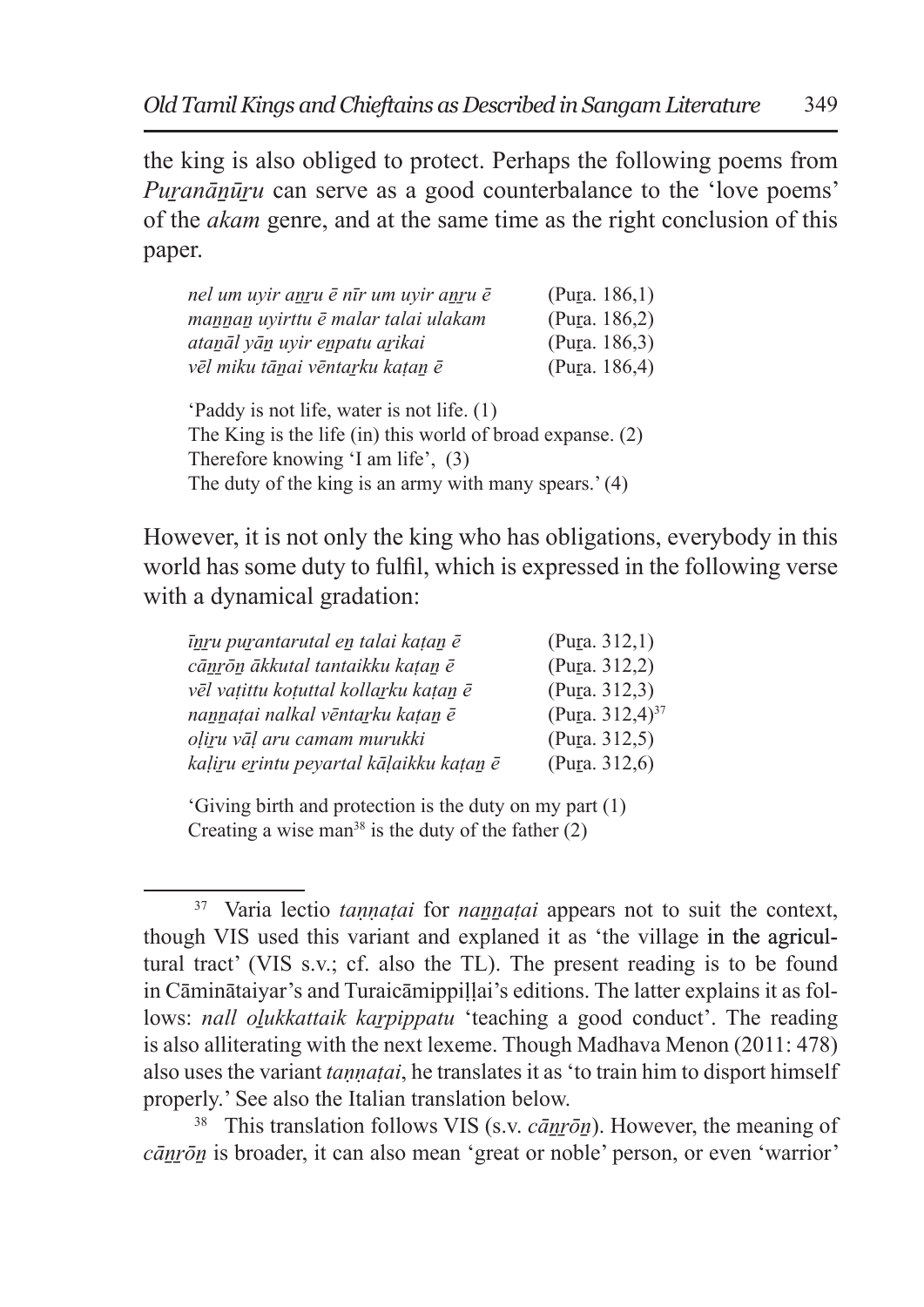the king is also obliged to protect. Perhaps the following poems from *Puṟanāṉūṟu* can serve as a good counterbalance to the 'love poems' of the *akam* genre, and at the same time as the right conclusion of this paper.

| | |
|---|---|
| *nel um uyir aṉṟu ē nīr um uyir aṉṟu ē* | (Puṟa. 186,1) |
| *maṉṉaṉ uyirttu ē malar talai ulakam* | (Puṟa. 186,2) |
| *ataṉāl yāṉ uyir eṉpatu aṟikai* | (Puṟa. 186,3) |
| *vēl miku tāṉai vēntaṟku kaṭaṉ ē* | (Puṟa. 186,4) |

'Paddy is not life, water is not life. (1)
The King is the life (in) this world of broad expanse. (2)
Therefore knowing 'I am life', (3)
The duty of the king is an army with many spears.' (4)

However, it is not only the king who has obligations, everybody in this world has some duty to fulfil, which is expressed in the following verse with a dynamical gradation:

| | |
|---|---|
| *īṉṟu puṟantarutal eṉ talai kaṭaṉ ē* | (Puṟa. 312,1) |
| *cāṉṟōṉ ākkutal tantaikku kaṭaṉ ē* | (Puṟa. 312,2) |
| *vēl vaṭittu koṭuttal kollaṟku kaṭaṉ ē* | (Puṟa. 312,3) |
| *naṉṉaṭai nalkal vēntaṟku kaṭaṉ ē* | (Puṟa. 312,4)[37] |
| *oḷiṟu vāḷ aru camam murukki* | (Puṟa. 312,5) |
| *kaḷiṟu eṟintu peyartal kāḷaikku kaṭaṉ ē* | (Puṟa. 312,6) |

'Giving birth and protection is the duty on my part (1)
Creating a wise man[38] is the duty of the father (2)

[37] Varia lectio *taṇṇaṭai* for *naṉṉaṭai* appears not to suit the context, though VIS used this variant and explaned it as 'the village in the agricultural tract' (VIS s.v.; cf. also the TL). The present reading is to be found in Cāminātaiyar's and Turaicāmippiḷḷai's editions. The latter explains it as follows: *nall oḻukkattaik kaṟpippatu* 'teaching a good conduct'. The reading is also alliterating with the next lexeme. Though Madhava Menon (2011: 478) also uses the variant *taṇṇaṭai*, he translates it as 'to train him to disport himself properly.' See also the Italian translation below.

[38] This translation follows VIS (s.v. *cāṉṟōṉ*). However, the meaning of *cāṉṟōṉ* is broader, it can also mean 'great or noble' person, or even 'warrior'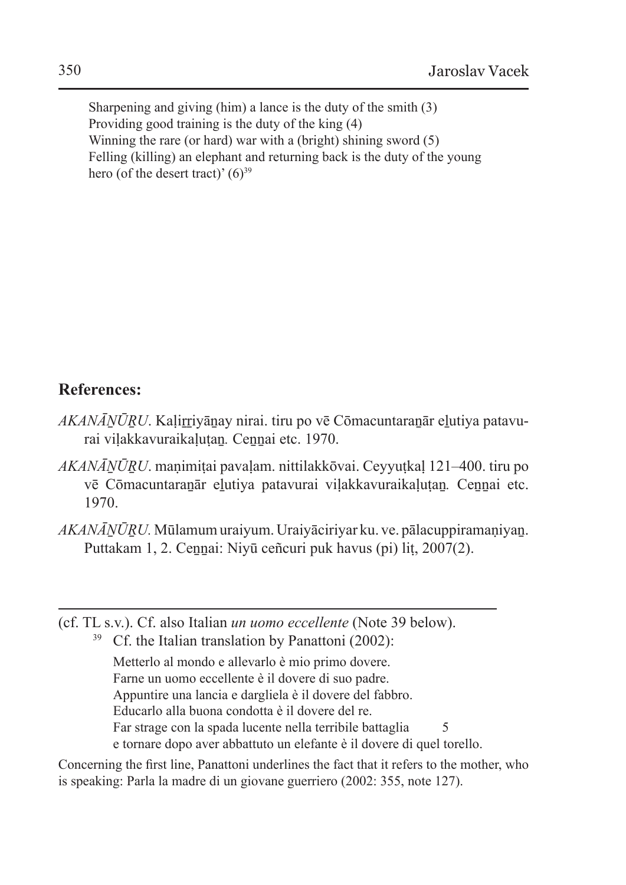Sharpening and giving (him) a lance is the duty of the smith (3)
Providing good training is the duty of the king (4)
Winning the rare (or hard) war with a (bright) shining sword (5)
Felling (killing) an elephant and returning back is the duty of the young hero (of the desert tract)' (6)[39]

## References:

*AKANĀṈŪṞU*. Kaḷiṟṟiyāṉay nirai. tiru po vē Cōmacuntaraṉār eḻutiya patavurai viḷakkavuraikaḷuṭaṉ. Ceṉṉai etc. 1970.

*AKANĀṈŪṞU*. maṇimiṭai pavaḷam. nittilakkōvai. Ceyyuṭkaḷ 121–400. tiru po vē Cōmacuntaraṉār eḻutiya patavurai viḷakkavuraikaḷuṭaṉ. Ceṉṉai etc. 1970.

*AKANĀṈŪṞU*. Mūlamum uraiyum. Uraiyāciriyar ku. ve. pālacuppiramaṇiyaṉ. Puttakam 1, 2. Ceṉṉai: Niyū ceñcuri puk havus (pi) liṭ, 2007(2).

---

(cf. TL s.v.). Cf. also Italian *un uomo eccellente* (Note 39 below).

[39] Cf. the Italian translation by Panattoni (2002):

> Metterlo al mondo e allevarlo è mio primo dovere.
> Farne un uomo eccellente è il dovere di suo padre.
> Appuntire una lancia e dargliela è il dovere del fabbro.
> Educarlo alla buona condotta è il dovere del re.
> Far strage con la spada lucente nella terribile battaglia 5
> e tornare dopo aver abbattuto un elefante è il dovere di quel torello.

Concerning the first line, Panattoni underlines the fact that it refers to the mother, who is speaking: Parla la madre di un giovane guerriero (2002: 355, note 127).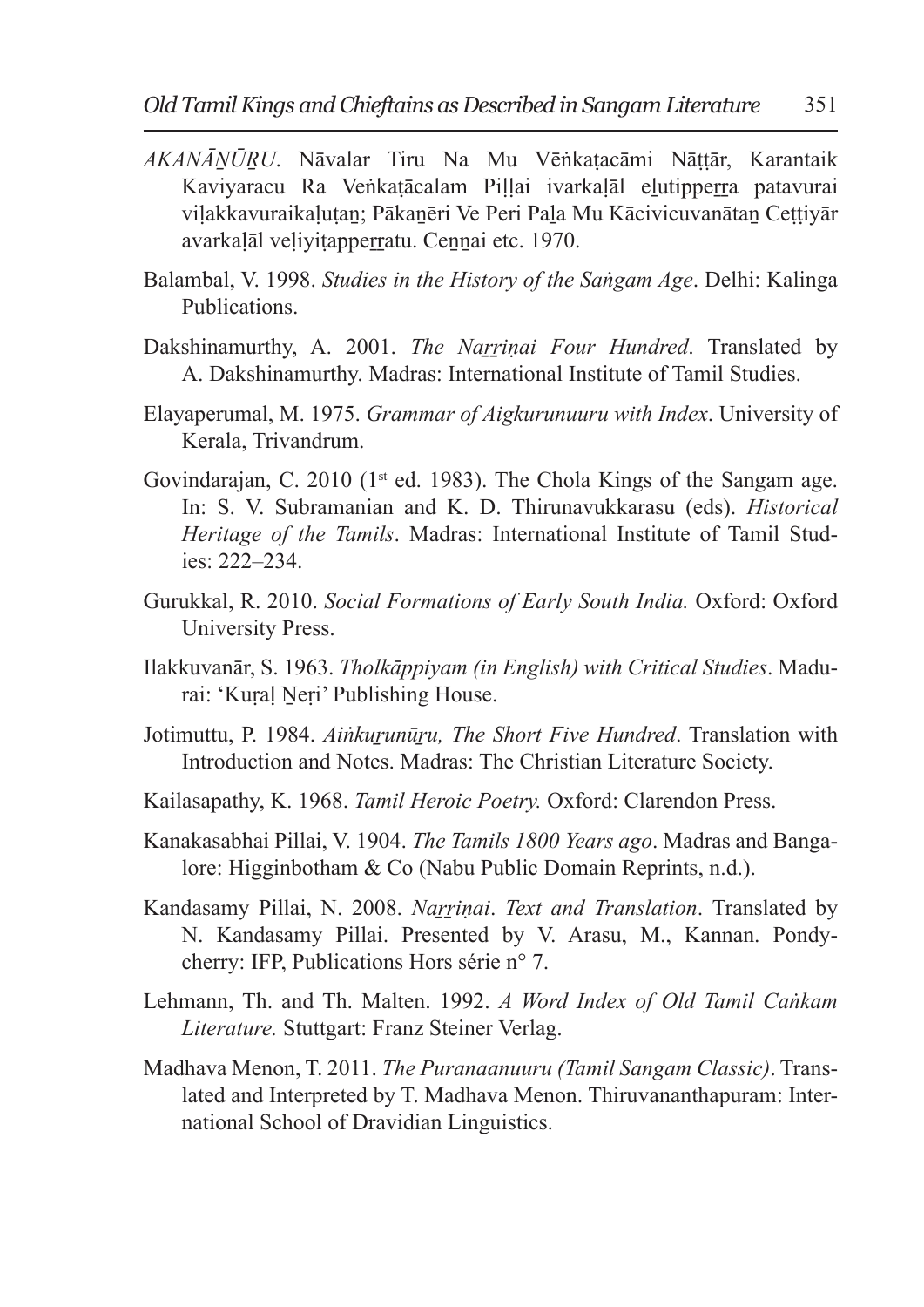*AKANĀṈŪṞU*. Nāvalar Tiru Na Mu Vēṅkaṭacāmi Nāṭṭār, Karantaik Kaviyaracu Ra Veṅkaṭācalam Piḷḷai ivarkaḷāl eḻutipperṟa patavurai viḷakkavuraikaḷuṭaṉ; Pākaṉēri Ve Peri Paḻa Mu Kācivicuvanātaṉ Ceṭṭiyār avarkaḷāl veḷiyiṭapperṟatu. Ceṉṉai etc. 1970.

Balambal, V. 1998. *Studies in the History of the Saṅgam Age*. Delhi: Kalinga Publications.

Dakshinamurthy, A. 2001. *The Naṟṟiṇai Four Hundred*. Translated by A. Dakshinamurthy. Madras: International Institute of Tamil Studies.

Elayaperumal, M. 1975. *Grammar of Aigkurunuuru with Index*. University of Kerala, Trivandrum.

Govindarajan, C. 2010 (1st ed. 1983). The Chola Kings of the Sangam age. In: S. V. Subramanian and K. D. Thirunavukkarasu (eds). *Historical Heritage of the Tamils*. Madras: International Institute of Tamil Studies: 222–234.

Gurukkal, R. 2010. *Social Formations of Early South India.* Oxford: Oxford University Press.

Ilakkuvanār, S. 1963. *Tholkāppiyam (in English) with Critical Studies*. Madurai: 'Kuṛaḷ Ṉeṛi' Publishing House.

Jotimuttu, P. 1984. *Aiṅkuṟunūṟu, The Short Five Hundred*. Translation with Introduction and Notes. Madras: The Christian Literature Society.

Kailasapathy, K. 1968. *Tamil Heroic Poetry.* Oxford: Clarendon Press.

Kanakasabhai Pillai, V. 1904. *The Tamils 1800 Years ago*. Madras and Bangalore: Higginbotham & Co (Nabu Public Domain Reprints, n.d.).

Kandasamy Pillai, N. 2008. *Naṟṟiṇai*. *Text and Translation*. Translated by N. Kandasamy Pillai. Presented by V. Arasu, M., Kannan. Pondycherry: IFP, Publications Hors série n° 7.

Lehmann, Th. and Th. Malten. 1992. *A Word Index of Old Tamil Caṅkam Literature.* Stuttgart: Franz Steiner Verlag.

Madhava Menon, T. 2011. *The Puranaanuuru (Tamil Sangam Classic)*. Translated and Interpreted by T. Madhava Menon. Thiruvananthapuram: International School of Dravidian Linguistics.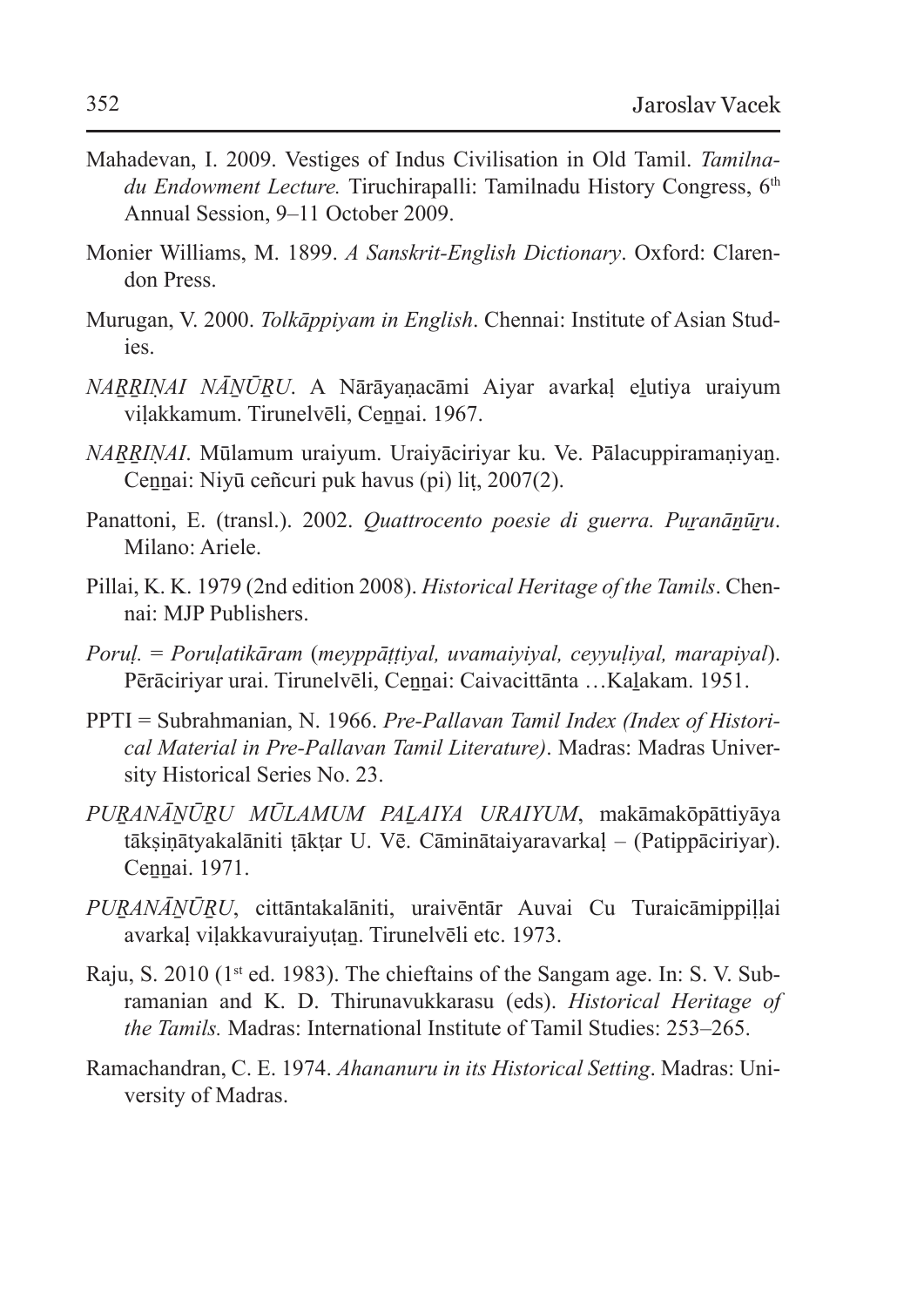Mahadevan, I. 2009. Vestiges of Indus Civilisation in Old Tamil. *Tamilnadu Endowment Lecture.* Tiruchirapalli: Tamilnadu History Congress, 6th Annual Session, 9–11 October 2009.

Monier Williams, M. 1899. *A Sanskrit-English Dictionary*. Oxford: Clarendon Press.

Murugan, V. 2000. *Tolkāppiyam in English*. Chennai: Institute of Asian Studies.

*NAṞṞIṆAI NĀṈŪṞU*. A Nārāyaṇacāmi Aiyar avarkaḷ eḻutiya uraiyum viḷakkamum. Tirunelvēli, Ceṉṉai. 1967.

*NAṞṞIṆAI*. Mūlamum uraiyum. Uraiyāciriyar ku. Ve. Pālacuppiramaṇiyaṉ. Ceṉṉai: Niyū ceñcuri puk havus (pi) liṭ, 2007(2).

Panattoni, E. (transl.). 2002. *Quattrocento poesie di guerra. Puṟanāṉūṟu*. Milano: Ariele.

Pillai, K. K. 1979 (2nd edition 2008). *Historical Heritage of the Tamils*. Chennai: MJP Publishers.

*Poruḷ. = Poruḷatikāram* (*meyppāṭṭiyal, uvamaiyiyal, ceyyuḷiyal, marapiyal*). Pērāciriyar urai. Tirunelvēli, Ceṉṉai: Caivacittānta …Kaḻakam. 1951.

PPTI = Subrahmanian, N. 1966. *Pre-Pallavan Tamil Index (Index of Historical Material in Pre-Pallavan Tamil Literature)*. Madras: Madras University Historical Series No. 23.

*PUṞANĀṈŪṞU MŪLAMUM PAḺAIYA URAIYUM*, makāmakōpāttiyāya tākṣiṇātyakalāniti ṭākṭar U. Vē. Cāminātaiyaravarkaḷ – (Patippāciriyar). Ceṉṉai. 1971.

*PUṞANĀṈŪṞU*, cittāntakalāniti, uraivēntār Auvai Cu Turaicāmippiḷḷai avarkaḷ viḷakkavuraiyuṭaṉ. Tirunelvēli etc. 1973.

Raju, S. 2010 (1st ed. 1983). The chieftains of the Sangam age. In: S. V. Subramanian and K. D. Thirunavukkarasu (eds). *Historical Heritage of the Tamils.* Madras: International Institute of Tamil Studies: 253–265.

Ramachandran, C. E. 1974. *Ahananuru in its Historical Setting*. Madras: University of Madras.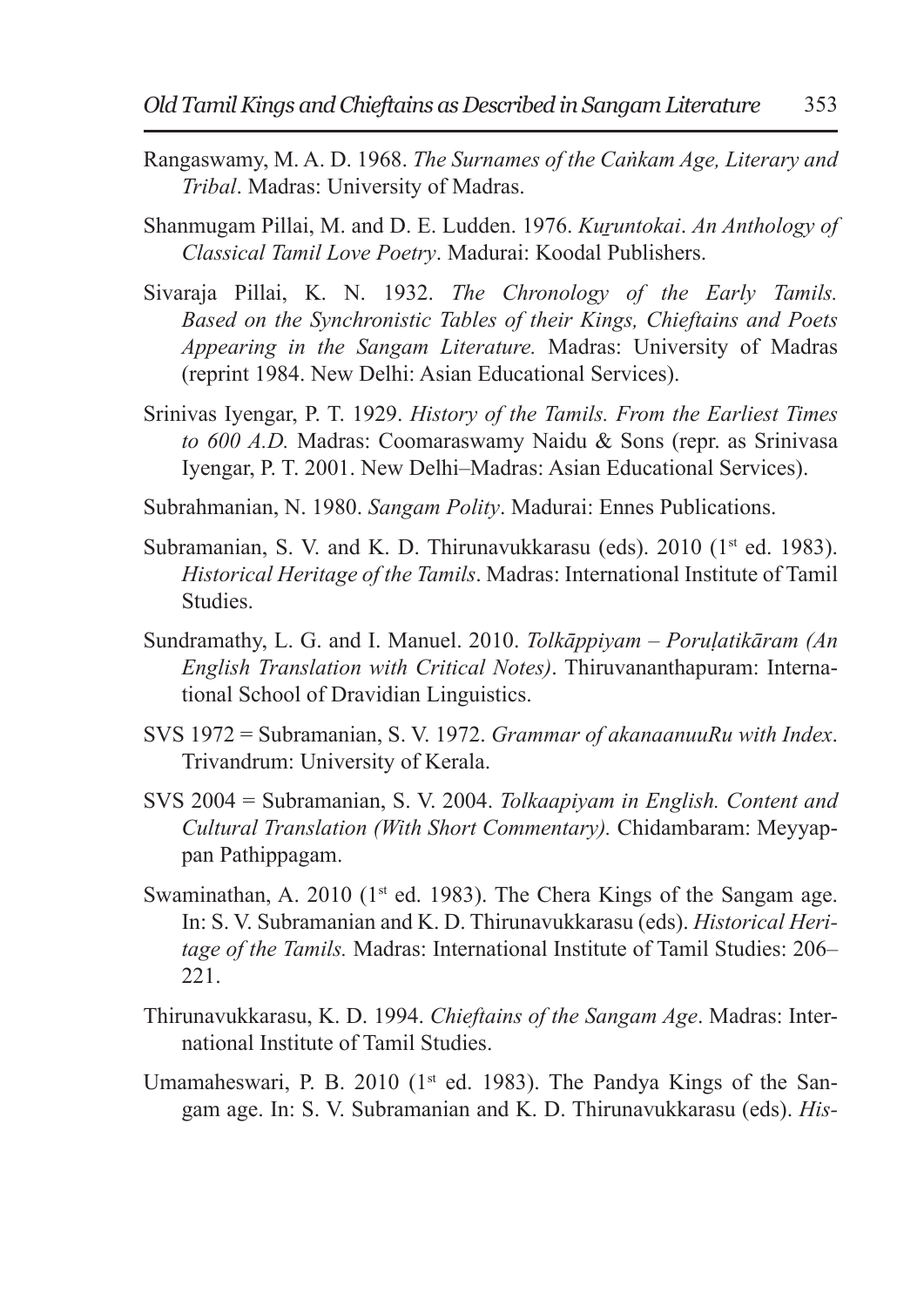Rangaswamy, M. A. D. 1968. *The Surnames of the Caṅkam Age, Literary and Tribal*. Madras: University of Madras.

Shanmugam Pillai, M. and D. E. Ludden. 1976. *Kuṟuntokai*. *An Anthology of Classical Tamil Love Poetry*. Madurai: Koodal Publishers.

Sivaraja Pillai, K. N. 1932. *The Chronology of the Early Tamils. Based on the Synchronistic Tables of their Kings, Chieftains and Poets Appearing in the Sangam Literature.* Madras: University of Madras (reprint 1984. New Delhi: Asian Educational Services).

Srinivas Iyengar, P. T. 1929. *History of the Tamils. From the Earliest Times to 600 A.D.* Madras: Coomaraswamy Naidu & Sons (repr. as Srinivasa Iyengar, P. T. 2001. New Delhi–Madras: Asian Educational Services).

Subrahmanian, N. 1980. *Sangam Polity*. Madurai: Ennes Publications.

Subramanian, S. V. and K. D. Thirunavukkarasu (eds). 2010 (1st ed. 1983). *Historical Heritage of the Tamils*. Madras: International Institute of Tamil Studies.

Sundramathy, L. G. and I. Manuel. 2010. *Tolkāppiyam – Poruḷatikāram (An English Translation with Critical Notes)*. Thiruvananthapuram: International School of Dravidian Linguistics.

SVS 1972 = Subramanian, S. V. 1972. *Grammar of akanaanuuRu with Index*. Trivandrum: University of Kerala.

SVS 2004 = Subramanian, S. V. 2004. *Tolkaapiyam in English. Content and Cultural Translation (With Short Commentary).* Chidambaram: Meyyappan Pathippagam.

Swaminathan, A. 2010 (1st ed. 1983). The Chera Kings of the Sangam age. In: S. V. Subramanian and K. D. Thirunavukkarasu (eds). *Historical Heritage of the Tamils.* Madras: International Institute of Tamil Studies: 206–221.

Thirunavukkarasu, K. D. 1994. *Chieftains of the Sangam Age*. Madras: International Institute of Tamil Studies.

Umamaheswari, P. B. 2010 (1st ed. 1983). The Pandya Kings of the Sangam age. In: S. V. Subramanian and K. D. Thirunavukkarasu (eds). *His-*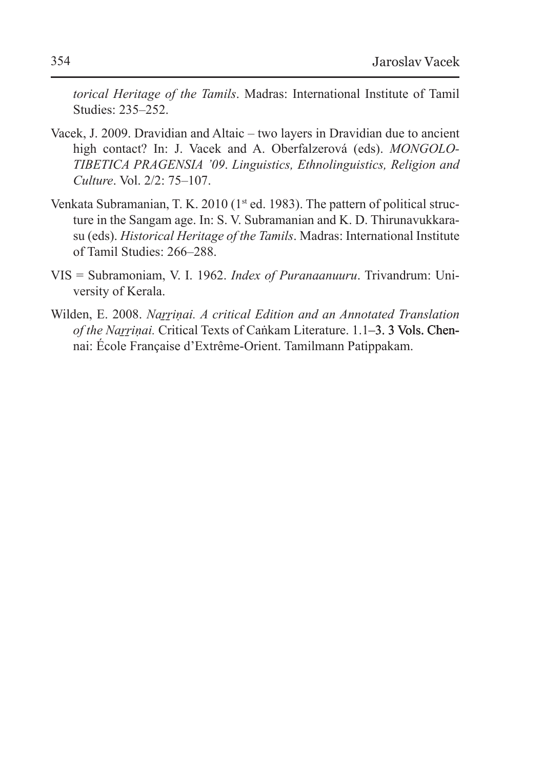*torical Heritage of the Tamils*. Madras: International Institute of Tamil Studies: 235–252.

Vacek, J. 2009. Dravidian and Altaic – two layers in Dravidian due to ancient high contact? In: J. Vacek and A. Oberfalzerová (eds). *MONGOLO-TIBETICA PRAGENSIA '09*. *Linguistics, Ethnolinguistics, Religion and Culture*. Vol. 2/2: 75–107.

Venkata Subramanian, T. K. 2010 (1st ed. 1983). The pattern of political structure in the Sangam age. In: S. V. Subramanian and K. D. Thirunavukkarasu (eds). *Historical Heritage of the Tamils*. Madras: International Institute of Tamil Studies: 266–288.

VIS = Subramoniam, V. I. 1962. *Index of Puranaanuuru*. Trivandrum: University of Kerala.

Wilden, E. 2008. *Naṟṟiṇai. A critical Edition and an Annotated Translation of the Naṟṟiṇai.* Critical Texts of Caṅkam Literature. 1.1–3. 3 Vols. Chennai: École Française d'Extrême-Orient. Tamilmann Patippakam.